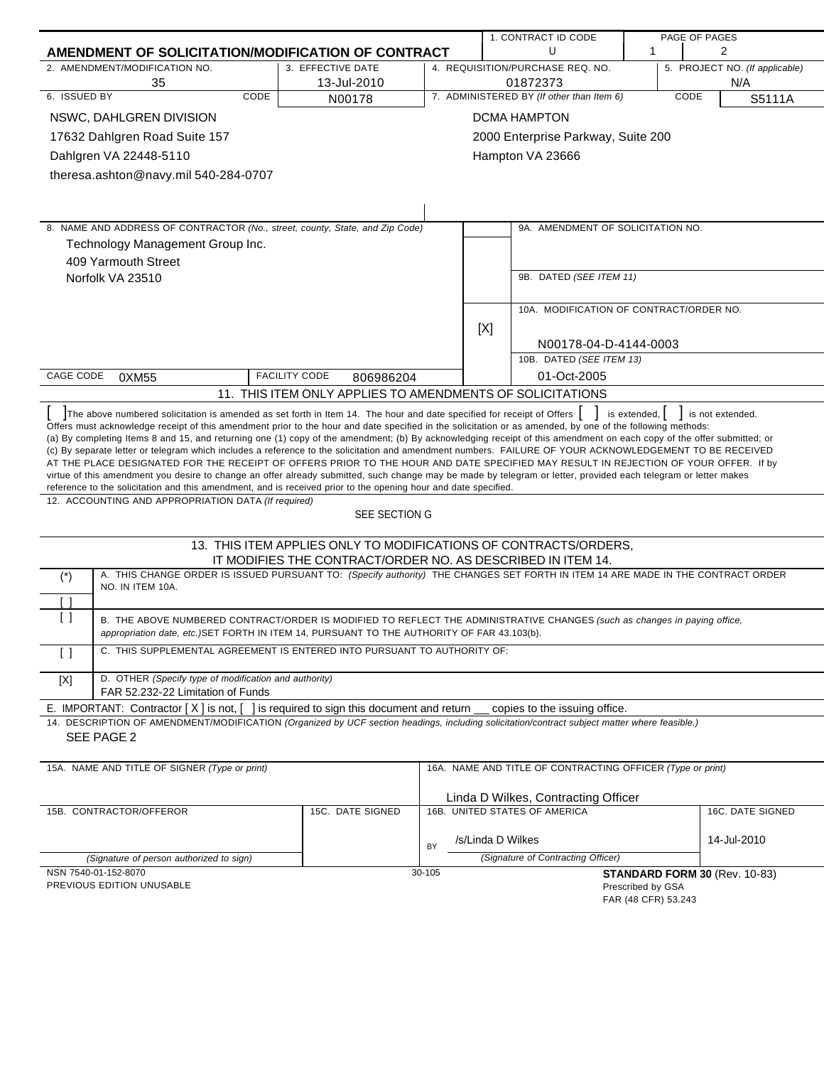# AMENDMENT OF SOLICITATION/MODIFICATION OF CONTRACT

| 1. CONTRACT ID CODE | PAGE OF PAGES |
|---|---|
| U | 1 2 |

| 2. AMENDMENT/MODIFICATION NO. | 3. EFFECTIVE DATE | 4. REQUISITION/PURCHASE REQ. NO. | 5. PROJECT NO. (If applicable) |
|---|---|---|---|
| 35 | 13-Jul-2010 | 01872373 | N/A |

| 6. ISSUED BY | CODE N00178 | 7. ADMINISTERED BY (If other than Item 6) | CODE S5111A |
|---|---|---|---|
| NSWC, DAHLGREN DIVISION<br>17632 Dahlgren Road Suite 157<br>Dahlgren VA 22448-5110<br>theresa.ashton@navy.mil 540-284-0707 | | DCMA HAMPTON<br>2000 Enterprise Parkway, Suite 200<br>Hampton VA 23666 | |

8. NAME AND ADDRESS OF CONTRACTOR (No., street, county, State, and Zip Code)

Technology Management Group Inc.
409 Yarmouth Street
Norfolk VA 23510

CAGE CODE 0XM55 FACILITY CODE 806986204

9A. AMENDMENT OF SOLICITATION NO.

9B. DATED (SEE ITEM 11)

[X] 10A. MODIFICATION OF CONTRACT/ORDER NO.
N00178-04-D-4144-0003

10B. DATED (SEE ITEM 13)
01-Oct-2005

## 11. THIS ITEM ONLY APPLIES TO AMENDMENTS OF SOLICITATIONS

[ ] The above numbered solicitation is amended as set forth in Item 14. The hour and date specified for receipt of Offers [ ] is extended, [ ] is not extended.
Offers must acknowledge receipt of this amendment prior to the hour and date specified in the solicitation or as amended, by one of the following methods:
(a) By completing Items 8 and 15, and returning one (1) copy of the amendment; (b) By acknowledging receipt of this amendment on each copy of the offer submitted; or (c) By separate letter or telegram which includes a reference to the solicitation and amendment numbers. FAILURE OF YOUR ACKNOWLEDGEMENT TO BE RECEIVED AT THE PLACE DESIGNATED FOR THE RECEIPT OF OFFERS PRIOR TO THE HOUR AND DATE SPECIFIED MAY RESULT IN REJECTION OF YOUR OFFER. If by virtue of this amendment you desire to change an offer already submitted, such change may be made by telegram or letter, provided each telegram or letter makes reference to the solicitation and this amendment, and is received prior to the opening hour and date specified.

12. ACCOUNTING AND APPROPRIATION DATA (If required)
SEE SECTION G

## 13. THIS ITEM APPLIES ONLY TO MODIFICATIONS OF CONTRACTS/ORDERS, IT MODIFIES THE CONTRACT/ORDER NO. AS DESCRIBED IN ITEM 14.

| | |
|---|---|
| (*) | A. THIS CHANGE ORDER IS ISSUED PURSUANT TO: (Specify authority) THE CHANGES SET FORTH IN ITEM 14 ARE MADE IN THE CONTRACT ORDER NO. IN ITEM 10A. |
| [ ] | |
| [ ] | B. THE ABOVE NUMBERED CONTRACT/ORDER IS MODIFIED TO REFLECT THE ADMINISTRATIVE CHANGES (such as changes in paying office, appropriation date, etc.) SET FORTH IN ITEM 14, PURSUANT TO THE AUTHORITY OF FAR 43.103(b). |
| [ ] | C. THIS SUPPLEMENTAL AGREEMENT IS ENTERED INTO PURSUANT TO AUTHORITY OF: |
| [X] | D. OTHER (Specify type of modification and authority)<br>FAR 52.232-22 Limitation of Funds |

E. IMPORTANT: Contractor [ X ] is not, [ ] is required to sign this document and return __ copies to the issuing office.

14. DESCRIPTION OF AMENDMENT/MODIFICATION (Organized by UCF section headings, including solicitation/contract subject matter where feasible.)

SEE PAGE 2

| 15A. NAME AND TITLE OF SIGNER (Type or print) | | 16A. NAME AND TITLE OF CONTRACTING OFFICER (Type or print) | |
|---|---|---|---|
| | | Linda D Wilkes, Contracting Officer | |
| 15B. CONTRACTOR/OFFEROR | 15C. DATE SIGNED | 16B. UNITED STATES OF AMERICA | 16C. DATE SIGNED |
| | | BY /s/Linda D Wilkes | 14-Jul-2010 |
| (Signature of person authorized to sign) | | (Signature of Contracting Officer) | |

NSN 7540-01-152-8070
PREVIOUS EDITION UNUSABLE

30-105

**STANDARD FORM 30** (Rev. 10-83)
Prescribed by GSA
FAR (48 CFR) 53.243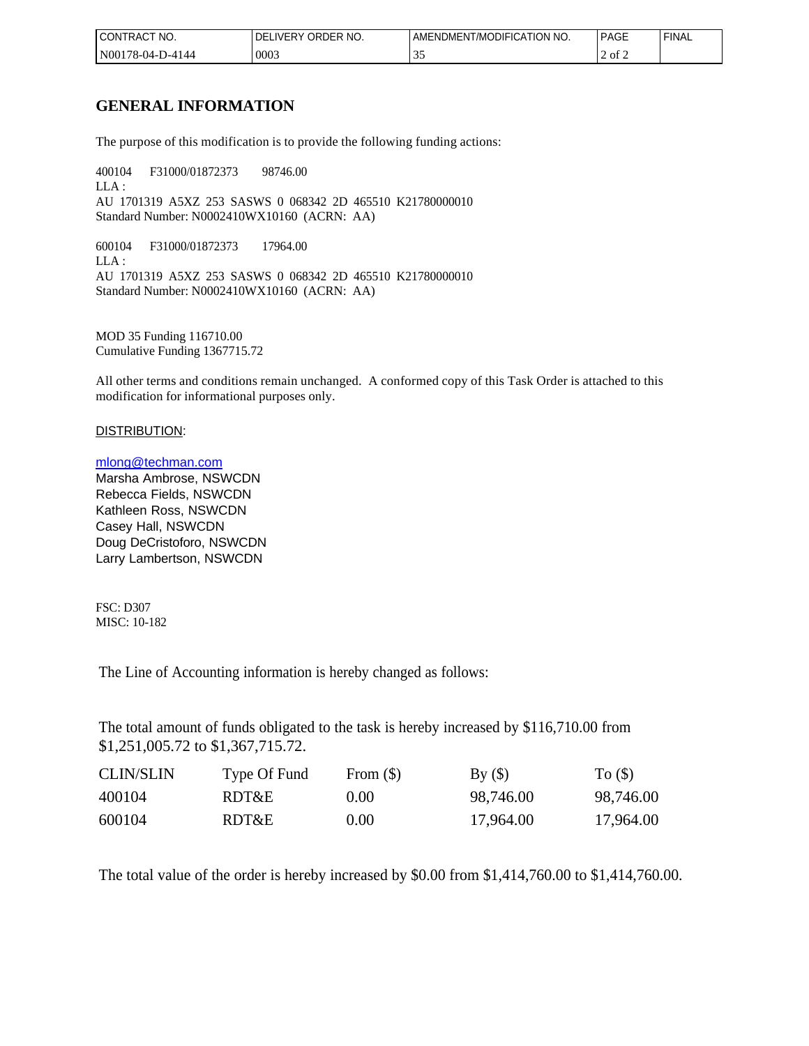| CONTRACT NO. | DELIVERY ORDER NO. | AMENDMENT/MODIFICATION NO. | PAGE | FINAL |
| --- | --- | --- | --- | --- |
| N00178-04-D-4144 | 0003 | 35 | 2 of 2 | |

## GENERAL INFORMATION

The purpose of this modification is to provide the following funding actions:

400104 F31000/01872373 98746.00
LLA :
AU 1701319 A5XZ 253 SASWS 0 068342 2D 465510 K21780000010
Standard Number: N0002410WX10160 (ACRN: AA)

600104 F31000/01872373 17964.00
LLA :
AU 1701319 A5XZ 253 SASWS 0 068342 2D 465510 K21780000010
Standard Number: N0002410WX10160 (ACRN: AA)

MOD 35 Funding 116710.00
Cumulative Funding 1367715.72

All other terms and conditions remain unchanged. A conformed copy of this Task Order is attached to this modification for informational purposes only.

DISTRIBUTION:

mlong@techman.com
Marsha Ambrose, NSWCDN
Rebecca Fields, NSWCDN
Kathleen Ross, NSWCDN
Casey Hall, NSWCDN
Doug DeCristoforo, NSWCDN
Larry Lambertson, NSWCDN

FSC: D307
MISC: 10-182

The Line of Accounting information is hereby changed as follows:

The total amount of funds obligated to the task is hereby increased by $116,710.00 from $1,251,005.72 to $1,367,715.72.

| CLIN/SLIN | Type Of Fund | From ($) | By ($) | To ($) |
| --- | --- | --- | --- | --- |
| 400104 | RDT&E | 0.00 | 98,746.00 | 98,746.00 |
| 600104 | RDT&E | 0.00 | 17,964.00 | 17,964.00 |

The total value of the order is hereby increased by $0.00 from $1,414,760.00 to $1,414,760.00.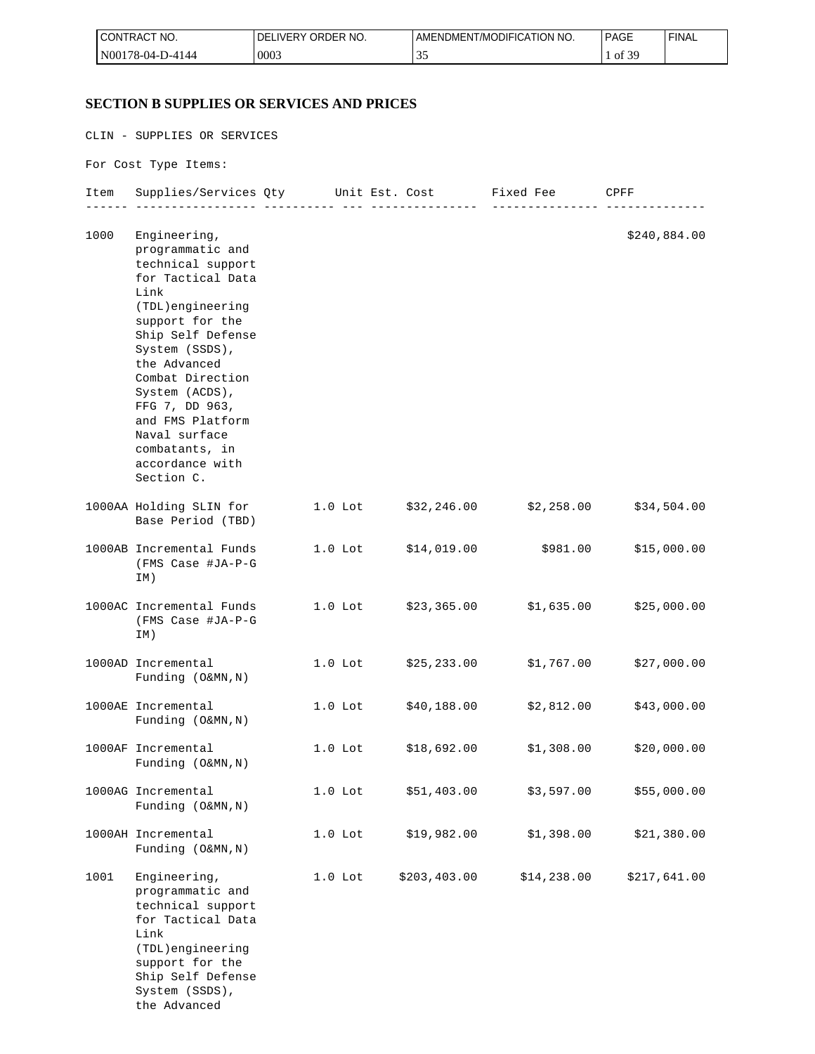## SECTION B SUPPLIES OR SERVICES AND PRICES

CLIN - SUPPLIES OR SERVICES

For Cost Type Items:

| Item | Supplies/Services | Qty | Unit | Est. Cost | Fixed Fee | CPFF |
|---|---|---|---|---|---|---|
| 1000 | Engineering, programmatic and technical support for Tactical Data Link (TDL)engineering support for the Ship Self Defense System (SSDS), the Advanced Combat Direction System (ACDS), FFG 7, DD 963, and FMS Platform Naval surface combatants, in accordance with Section C. | | | | | $240,884.00 |
| 1000AA | Holding SLIN for Base Period (TBD) | 1.0 | Lot | $32,246.00 | $2,258.00 | $34,504.00 |
| 1000AB | Incremental Funds (FMS Case #JA-P-GIM) | 1.0 | Lot | $14,019.00 | $981.00 | $15,000.00 |
| 1000AC | Incremental Funds (FMS Case #JA-P-GIM) | 1.0 | Lot | $23,365.00 | $1,635.00 | $25,000.00 |
| 1000AD | Incremental Funding (O&MN,N) | 1.0 | Lot | $25,233.00 | $1,767.00 | $27,000.00 |
| 1000AE | Incremental Funding (O&MN,N) | 1.0 | Lot | $40,188.00 | $2,812.00 | $43,000.00 |
| 1000AF | Incremental Funding (O&MN,N) | 1.0 | Lot | $18,692.00 | $1,308.00 | $20,000.00 |
| 1000AG | Incremental Funding (O&MN,N) | 1.0 | Lot | $51,403.00 | $3,597.00 | $55,000.00 |
| 1000AH | Incremental Funding (O&MN,N) | 1.0 | Lot | $19,982.00 | $1,398.00 | $21,380.00 |
| 1001 | Engineering, programmatic and technical support for Tactical Data Link (TDL)engineering support for the Ship Self Defense System (SSDS), the Advanced | 1.0 | Lot | $203,403.00 | $14,238.00 | $217,641.00 |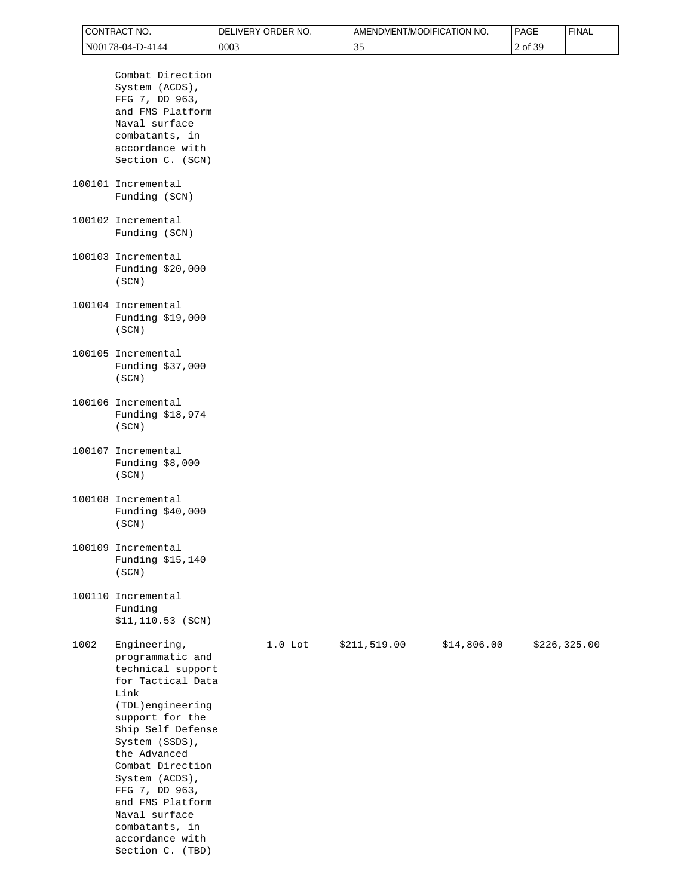| | | | | | |
|---|---|---|---|---|---|
| | Combat Direction System (ACDS), FFG 7, DD 963, and FMS Platform Naval surface combatants, in accordance with Section C. (SCN) | | | | |
| 100101 | Incremental Funding (SCN) | | | | |
| 100102 | Incremental Funding (SCN) | | | | |
| 100103 | Incremental Funding $20,000 (SCN) | | | | |
| 100104 | Incremental Funding $19,000 (SCN) | | | | |
| 100105 | Incremental Funding $37,000 (SCN) | | | | |
| 100106 | Incremental Funding $18,974 (SCN) | | | | |
| 100107 | Incremental Funding $8,000 (SCN) | | | | |
| 100108 | Incremental Funding $40,000 (SCN) | | | | |
| 100109 | Incremental Funding $15,140 (SCN) | | | | |
| 100110 | Incremental Funding $11,110.53 (SCN) | | | | |
| 1002 | Engineering, programmatic and technical support for Tactical Data Link (TDL)engineering support for the Ship Self Defense System (SSDS), the Advanced Combat Direction System (ACDS), FFG 7, DD 963, and FMS Platform Naval surface combatants, in accordance with Section C. (TBD) | 1.0 Lot | $211,519.00 | $14,806.00 | $226,325.00 |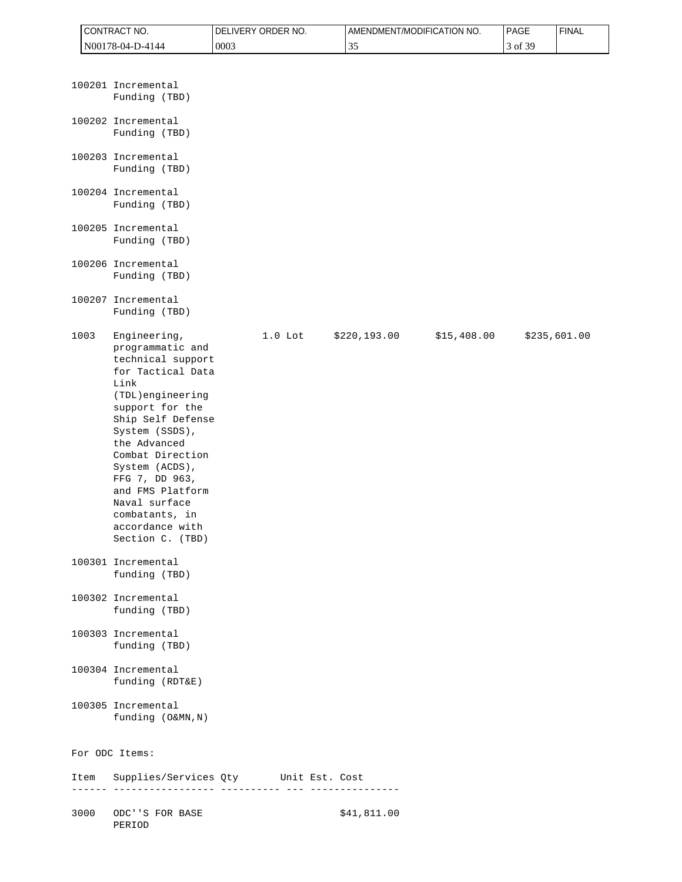100201 Incremental Funding (TBD)

100202 Incremental Funding (TBD)

100203 Incremental Funding (TBD)

100204 Incremental Funding (TBD)

100205 Incremental Funding (TBD)

100206 Incremental Funding (TBD)

100207 Incremental Funding (TBD)

| | | | | | |
|---|---|---|---|---|---|
| 1003 | Engineering, programmatic and technical support for Tactical Data Link (TDL)engineering support for the Ship Self Defense System (SSDS), the Advanced Combat Direction System (ACDS), FFG 7, DD 963, and FMS Platform Naval surface combatants, in accordance with Section C. (TBD) | 1.0 Lot | $220,193.00 | $15,408.00 | $235,601.00 |

100301 Incremental funding (TBD)

100302 Incremental funding (TBD)

100303 Incremental funding (TBD)

100304 Incremental funding (RDT&E)

100305 Incremental funding (O&MN,N)

For ODC Items:

| Item | Supplies/Services | Qty | Unit | Est. Cost |
|---|---|---|---|---|
| 3000 | ODC''S FOR BASE PERIOD | | | $41,811.00 |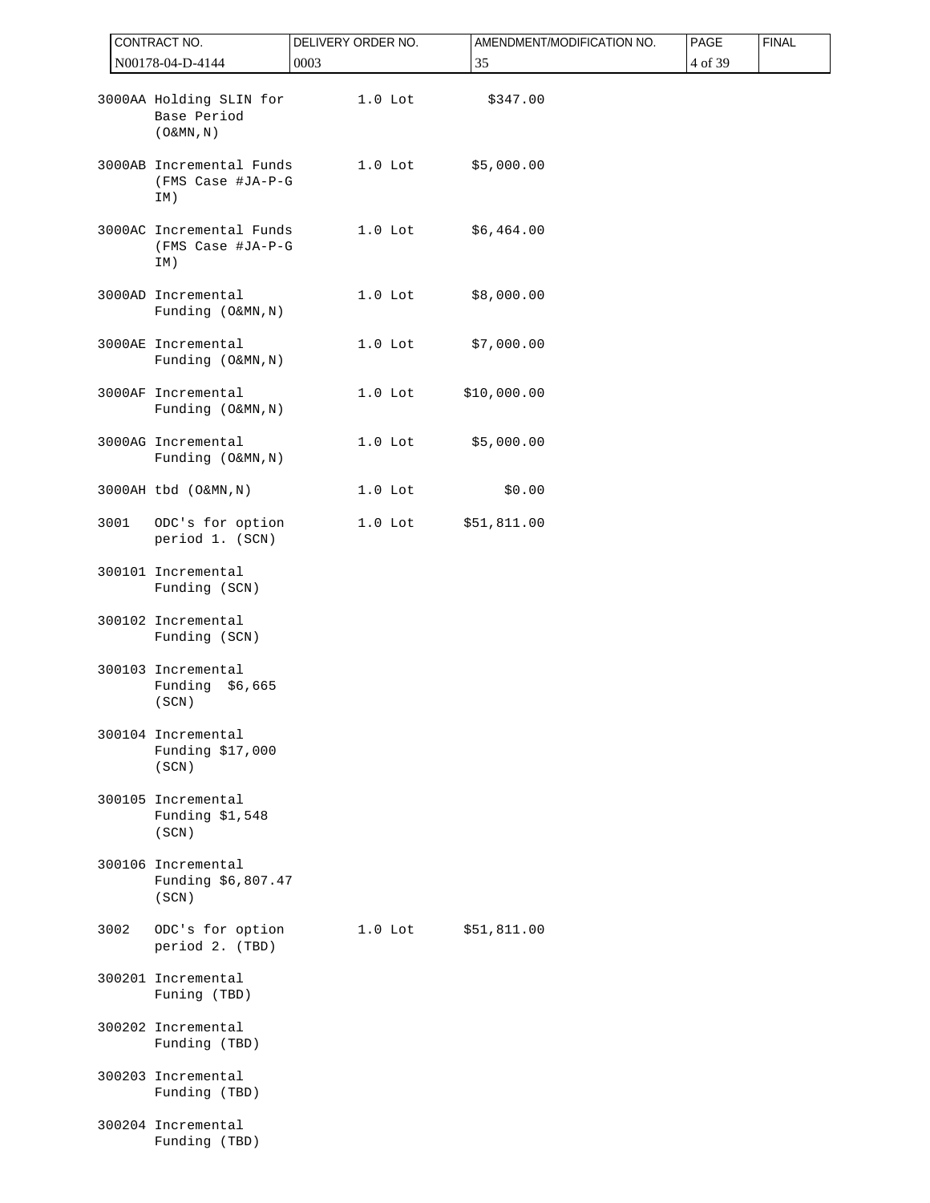| | | | |
|---|---|---|---|
| 3000AA | Holding SLIN for Base Period (O&MN,N) | 1.0 Lot | $347.00 |
| 3000AB | Incremental Funds (FMS Case #JA-P-G IM) | 1.0 Lot | $5,000.00 |
| 3000AC | Incremental Funds (FMS Case #JA-P-G IM) | 1.0 Lot | $6,464.00 |
| 3000AD | Incremental Funding (O&MN,N) | 1.0 Lot | $8,000.00 |
| 3000AE | Incremental Funding (O&MN,N) | 1.0 Lot | $7,000.00 |
| 3000AF | Incremental Funding (O&MN,N) | 1.0 Lot | $10,000.00 |
| 3000AG | Incremental Funding (O&MN,N) | 1.0 Lot | $5,000.00 |
| 3000AH | tbd (O&MN,N) | 1.0 Lot | $0.00 |
| 3001 | ODC's for option period 1. (SCN) | 1.0 Lot | $51,811.00 |
| 300101 | Incremental Funding (SCN) | | |
| 300102 | Incremental Funding (SCN) | | |
| 300103 | Incremental Funding $6,665 (SCN) | | |
| 300104 | Incremental Funding $17,000 (SCN) | | |
| 300105 | Incremental Funding $1,548 (SCN) | | |
| 300106 | Incremental Funding $6,807.47 (SCN) | | |
| 3002 | ODC's for option period 2. (TBD) | 1.0 Lot | $51,811.00 |
| 300201 | Incremental Funing (TBD) | | |
| 300202 | Incremental Funding (TBD) | | |
| 300203 | Incremental Funding (TBD) | | |
| 300204 | Incremental Funding (TBD) | | |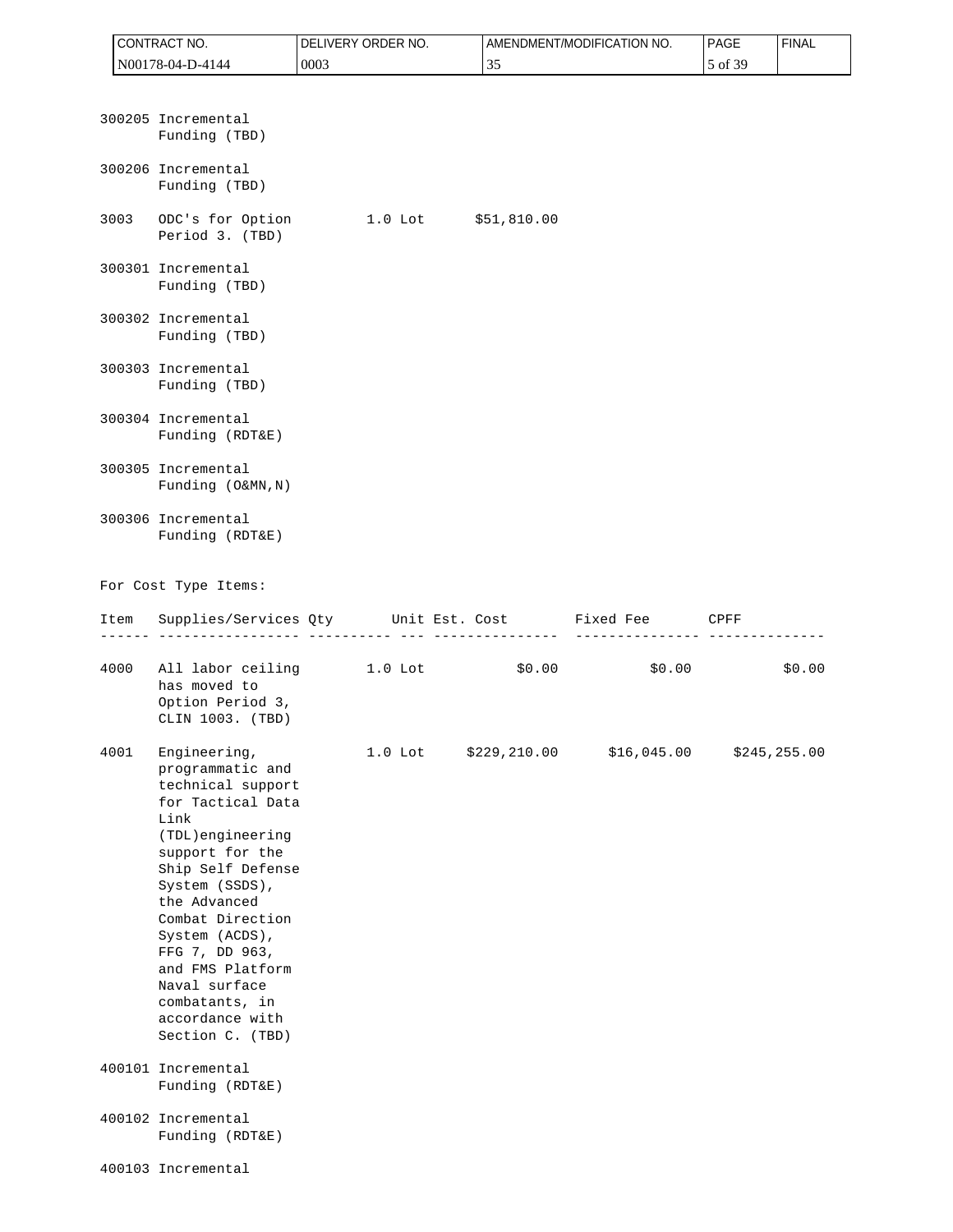300205 Incremental Funding (TBD)

300206 Incremental Funding (TBD)

3003 ODC's for Option Period 3. (TBD) 1.0 Lot $51,810.00

300301 Incremental Funding (TBD)

300302 Incremental Funding (TBD)

300303 Incremental Funding (TBD)

300304 Incremental Funding (RDT&E)

300305 Incremental Funding (O&MN,N)

300306 Incremental Funding (RDT&E)

For Cost Type Items:

| Item | Supplies/Services | Qty | Unit | Est. Cost | Fixed Fee | CPFF |
|---|---|---|---|---|---|---|
| 4000 | All labor ceiling has moved to Option Period 3, CLIN 1003. (TBD) | 1.0 | Lot | $0.00 | $0.00 | $0.00 |
| 4001 | Engineering, programmatic and technical support for Tactical Data Link (TDL)engineering support for the Ship Self Defense System (SSDS), the Advanced Combat Direction System (ACDS), FFG 7, DD 963, and FMS Platform Naval surface combatants, in accordance with Section C. (TBD) | 1.0 | Lot | $229,210.00 | $16,045.00 | $245,255.00 |
| 400101 | Incremental Funding (RDT&E) | | | | | |
| 400102 | Incremental Funding (RDT&E) | | | | | |
| 400103 | Incremental | | | | | |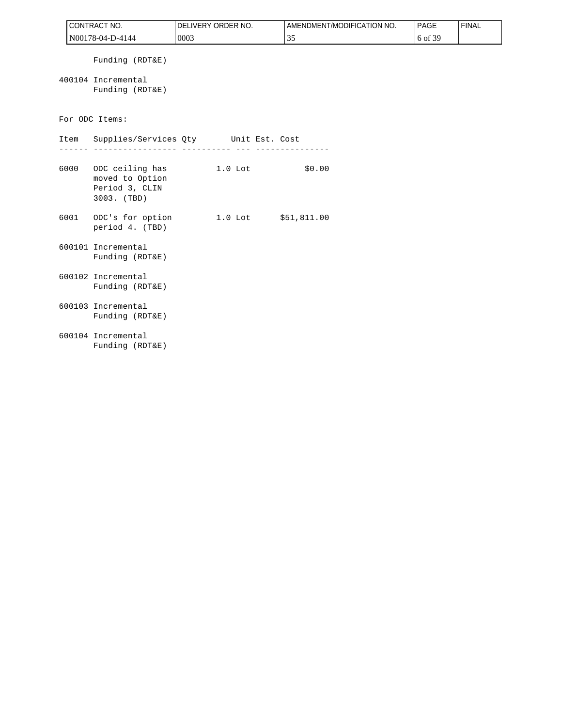Funding (RDT&E)

400104 Incremental Funding (RDT&E)

For ODC Items:

| Item | Supplies/Services | Qty | Unit | Est. Cost |
|---|---|---|---|---|
| 6000 | ODC ceiling has moved to Option Period 3, CLIN 3003. (TBD) | 1.0 | Lot | $0.00 |
| 6001 | ODC's for option period 4. (TBD) | 1.0 | Lot | $51,811.00 |
| 600101 | Incremental Funding (RDT&E) | | | |
| 600102 | Incremental Funding (RDT&E) | | | |
| 600103 | Incremental Funding (RDT&E) | | | |
| 600104 | Incremental Funding (RDT&E) | | | |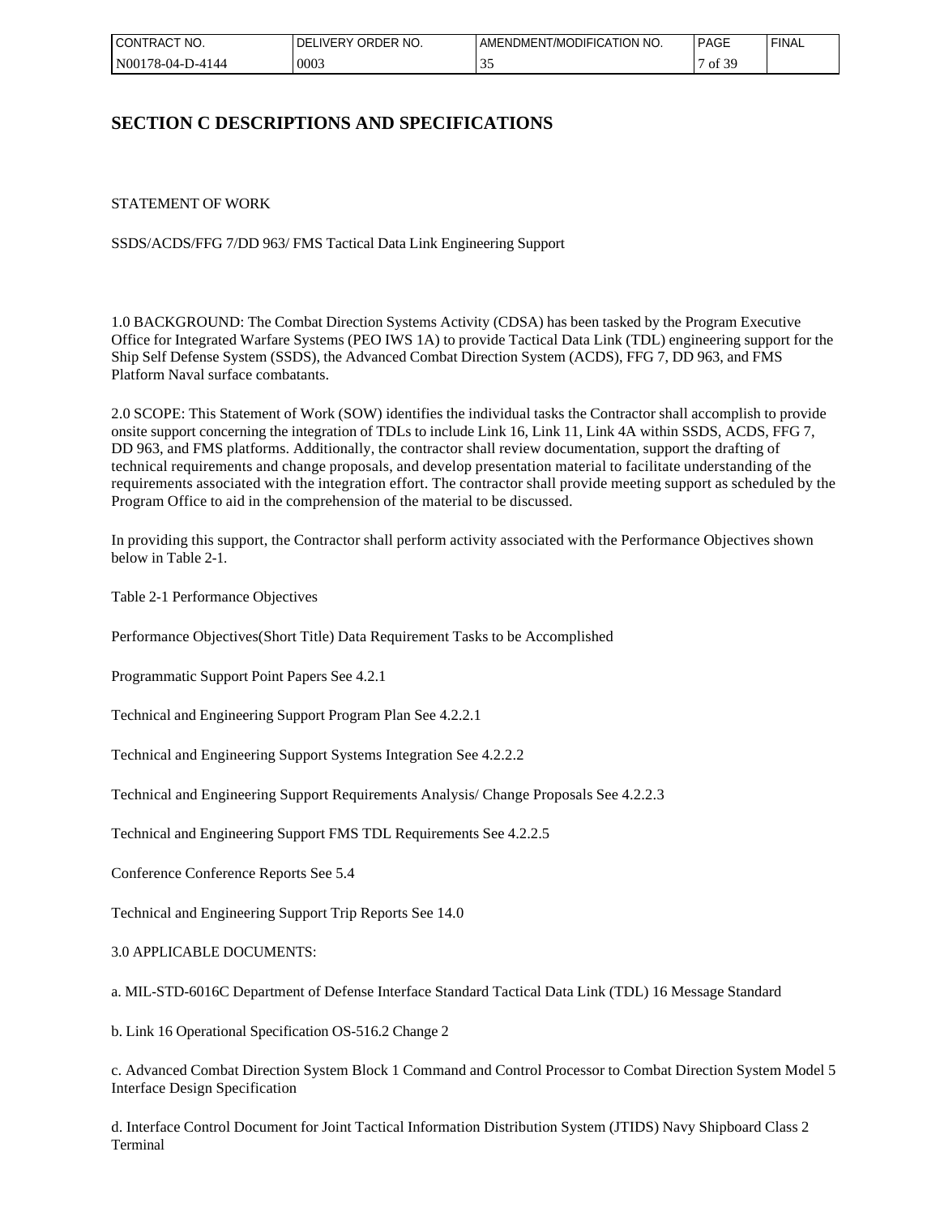# SECTION C DESCRIPTIONS AND SPECIFICATIONS

STATEMENT OF WORK

SSDS/ACDS/FFG 7/DD 963/ FMS Tactical Data Link Engineering Support

1.0 BACKGROUND: The Combat Direction Systems Activity (CDSA) has been tasked by the Program Executive Office for Integrated Warfare Systems (PEO IWS 1A) to provide Tactical Data Link (TDL) engineering support for the Ship Self Defense System (SSDS), the Advanced Combat Direction System (ACDS), FFG 7, DD 963, and FMS Platform Naval surface combatants.

2.0 SCOPE: This Statement of Work (SOW) identifies the individual tasks the Contractor shall accomplish to provide onsite support concerning the integration of TDLs to include Link 16, Link 11, Link 4A within SSDS, ACDS, FFG 7, DD 963, and FMS platforms. Additionally, the contractor shall review documentation, support the drafting of technical requirements and change proposals, and develop presentation material to facilitate understanding of the requirements associated with the integration effort. The contractor shall provide meeting support as scheduled by the Program Office to aid in the comprehension of the material to be discussed.

In providing this support, the Contractor shall perform activity associated with the Performance Objectives shown below in Table 2-1.

Table 2-1 Performance Objectives

Performance Objectives(Short Title) Data Requirement Tasks to be Accomplished

Programmatic Support Point Papers See 4.2.1

Technical and Engineering Support Program Plan See 4.2.2.1

Technical and Engineering Support Systems Integration See 4.2.2.2

Technical and Engineering Support Requirements Analysis/ Change Proposals See 4.2.2.3

Technical and Engineering Support FMS TDL Requirements See 4.2.2.5

Conference Conference Reports See 5.4

Technical and Engineering Support Trip Reports See 14.0

3.0 APPLICABLE DOCUMENTS:

a. MIL-STD-6016C Department of Defense Interface Standard Tactical Data Link (TDL) 16 Message Standard

b. Link 16 Operational Specification OS-516.2 Change 2

c. Advanced Combat Direction System Block 1 Command and Control Processor to Combat Direction System Model 5 Interface Design Specification

d. Interface Control Document for Joint Tactical Information Distribution System (JTIDS) Navy Shipboard Class 2 Terminal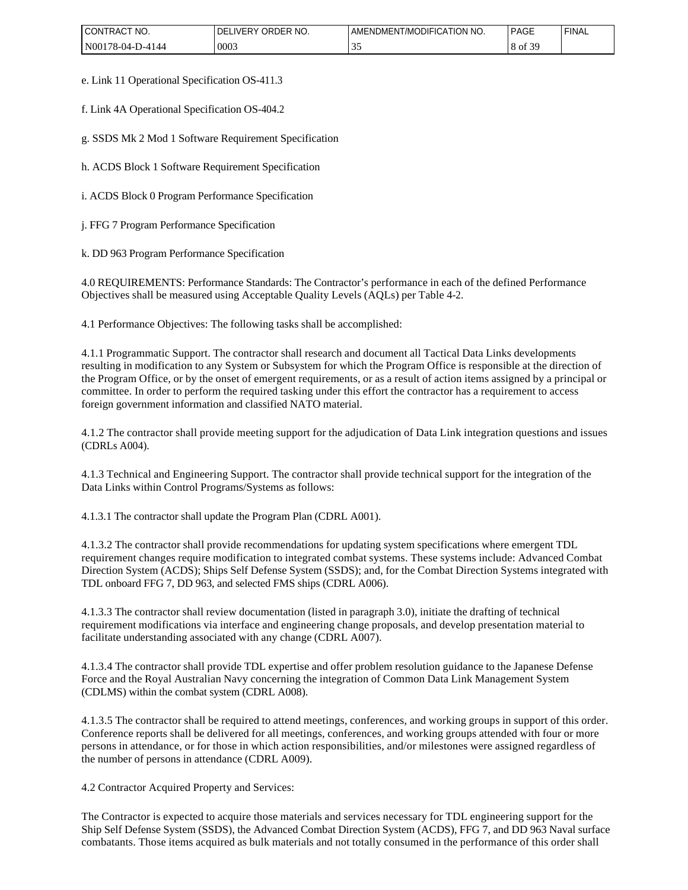e. Link 11 Operational Specification OS-411.3

f. Link 4A Operational Specification OS-404.2

g. SSDS Mk 2 Mod 1 Software Requirement Specification

h. ACDS Block 1 Software Requirement Specification

i. ACDS Block 0 Program Performance Specification

j. FFG 7 Program Performance Specification

k. DD 963 Program Performance Specification

4.0 REQUIREMENTS: Performance Standards: The Contractor's performance in each of the defined Performance Objectives shall be measured using Acceptable Quality Levels (AQLs) per Table 4-2.

4.1 Performance Objectives: The following tasks shall be accomplished:

4.1.1 Programmatic Support. The contractor shall research and document all Tactical Data Links developments resulting in modification to any System or Subsystem for which the Program Office is responsible at the direction of the Program Office, or by the onset of emergent requirements, or as a result of action items assigned by a principal or committee. In order to perform the required tasking under this effort the contractor has a requirement to access foreign government information and classified NATO material.

4.1.2 The contractor shall provide meeting support for the adjudication of Data Link integration questions and issues (CDRLs A004).

4.1.3 Technical and Engineering Support. The contractor shall provide technical support for the integration of the Data Links within Control Programs/Systems as follows:

4.1.3.1 The contractor shall update the Program Plan (CDRL A001).

4.1.3.2 The contractor shall provide recommendations for updating system specifications where emergent TDL requirement changes require modification to integrated combat systems. These systems include: Advanced Combat Direction System (ACDS); Ships Self Defense System (SSDS); and, for the Combat Direction Systems integrated with TDL onboard FFG 7, DD 963, and selected FMS ships (CDRL A006).

4.1.3.3 The contractor shall review documentation (listed in paragraph 3.0), initiate the drafting of technical requirement modifications via interface and engineering change proposals, and develop presentation material to facilitate understanding associated with any change (CDRL A007).

4.1.3.4 The contractor shall provide TDL expertise and offer problem resolution guidance to the Japanese Defense Force and the Royal Australian Navy concerning the integration of Common Data Link Management System (CDLMS) within the combat system (CDRL A008).

4.1.3.5 The contractor shall be required to attend meetings, conferences, and working groups in support of this order. Conference reports shall be delivered for all meetings, conferences, and working groups attended with four or more persons in attendance, or for those in which action responsibilities, and/or milestones were assigned regardless of the number of persons in attendance (CDRL A009).

4.2 Contractor Acquired Property and Services:

The Contractor is expected to acquire those materials and services necessary for TDL engineering support for the Ship Self Defense System (SSDS), the Advanced Combat Direction System (ACDS), FFG 7, and DD 963 Naval surface combatants. Those items acquired as bulk materials and not totally consumed in the performance of this order shall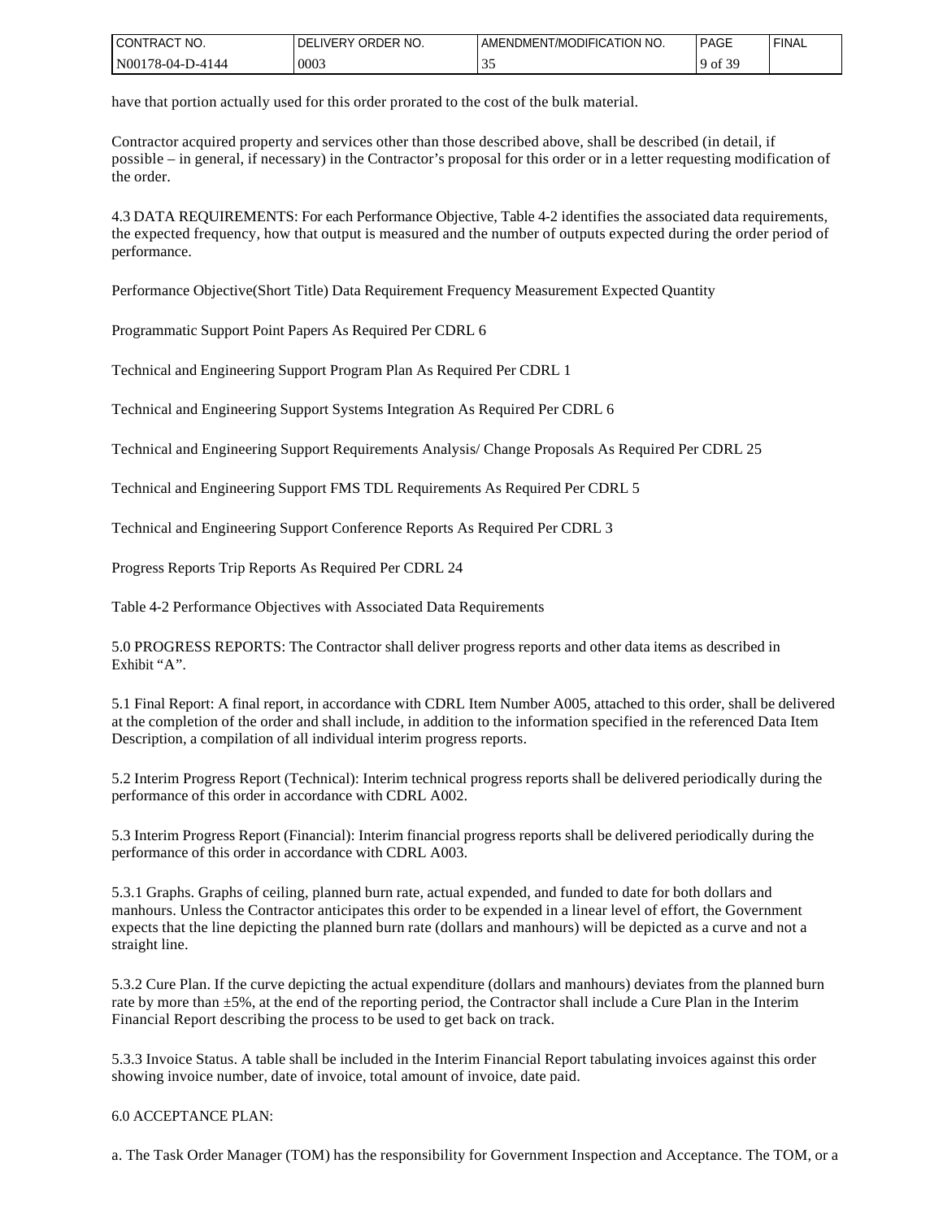have that portion actually used for this order prorated to the cost of the bulk material.

Contractor acquired property and services other than those described above, shall be described (in detail, if possible – in general, if necessary) in the Contractor's proposal for this order or in a letter requesting modification of the order.

4.3 DATA REQUIREMENTS: For each Performance Objective, Table 4-2 identifies the associated data requirements, the expected frequency, how that output is measured and the number of outputs expected during the order period of performance.

| Performance Objective(Short Title) | Data Requirement | Frequency | Measurement | Expected Quantity |
|---|---|---|---|---|
| Programmatic Support | Point Papers | As Required | Per CDRL | 6 |
| Technical and Engineering Support | Program Plan | As Required | Per CDRL | 1 |
| Technical and Engineering Support | Systems Integration | As Required | Per CDRL | 6 |
| Technical and Engineering Support | Requirements Analysis/ Change Proposals | As Required | Per CDRL | 25 |
| Technical and Engineering Support | FMS TDL Requirements | As Required | Per CDRL | 5 |
| Technical and Engineering Support | Conference Reports | As Required | Per CDRL | 3 |
| Progress Reports | Trip Reports | As Required | Per CDRL | 24 |

Table 4-2 Performance Objectives with Associated Data Requirements

5.0 PROGRESS REPORTS: The Contractor shall deliver progress reports and other data items as described in Exhibit "A".

5.1 Final Report: A final report, in accordance with CDRL Item Number A005, attached to this order, shall be delivered at the completion of the order and shall include, in addition to the information specified in the referenced Data Item Description, a compilation of all individual interim progress reports.

5.2 Interim Progress Report (Technical): Interim technical progress reports shall be delivered periodically during the performance of this order in accordance with CDRL A002.

5.3 Interim Progress Report (Financial): Interim financial progress reports shall be delivered periodically during the performance of this order in accordance with CDRL A003.

5.3.1 Graphs. Graphs of ceiling, planned burn rate, actual expended, and funded to date for both dollars and manhours. Unless the Contractor anticipates this order to be expended in a linear level of effort, the Government expects that the line depicting the planned burn rate (dollars and manhours) will be depicted as a curve and not a straight line.

5.3.2 Cure Plan. If the curve depicting the actual expenditure (dollars and manhours) deviates from the planned burn rate by more than ±5%, at the end of the reporting period, the Contractor shall include a Cure Plan in the Interim Financial Report describing the process to be used to get back on track.

5.3.3 Invoice Status. A table shall be included in the Interim Financial Report tabulating invoices against this order showing invoice number, date of invoice, total amount of invoice, date paid.

6.0 ACCEPTANCE PLAN:

a. The Task Order Manager (TOM) has the responsibility for Government Inspection and Acceptance. The TOM, or a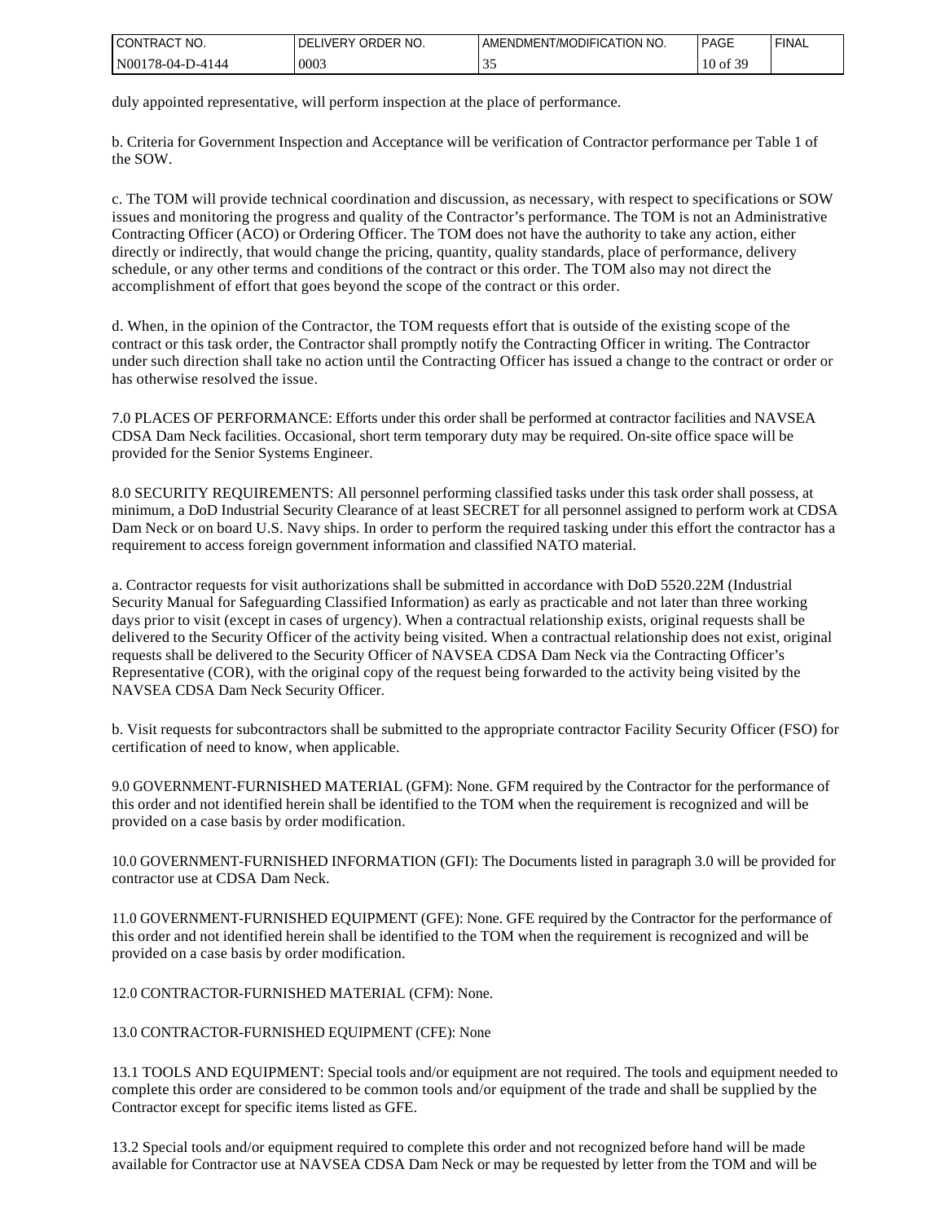duly appointed representative, will perform inspection at the place of performance.

b. Criteria for Government Inspection and Acceptance will be verification of Contractor performance per Table 1 of the SOW.

c. The TOM will provide technical coordination and discussion, as necessary, with respect to specifications or SOW issues and monitoring the progress and quality of the Contractor's performance. The TOM is not an Administrative Contracting Officer (ACO) or Ordering Officer. The TOM does not have the authority to take any action, either directly or indirectly, that would change the pricing, quantity, quality standards, place of performance, delivery schedule, or any other terms and conditions of the contract or this order. The TOM also may not direct the accomplishment of effort that goes beyond the scope of the contract or this order.

d. When, in the opinion of the Contractor, the TOM requests effort that is outside of the existing scope of the contract or this task order, the Contractor shall promptly notify the Contracting Officer in writing. The Contractor under such direction shall take no action until the Contracting Officer has issued a change to the contract or order or has otherwise resolved the issue.

7.0 PLACES OF PERFORMANCE: Efforts under this order shall be performed at contractor facilities and NAVSEA CDSA Dam Neck facilities. Occasional, short term temporary duty may be required. On-site office space will be provided for the Senior Systems Engineer.

8.0 SECURITY REQUIREMENTS: All personnel performing classified tasks under this task order shall possess, at minimum, a DoD Industrial Security Clearance of at least SECRET for all personnel assigned to perform work at CDSA Dam Neck or on board U.S. Navy ships. In order to perform the required tasking under this effort the contractor has a requirement to access foreign government information and classified NATO material.

a. Contractor requests for visit authorizations shall be submitted in accordance with DoD 5520.22M (Industrial Security Manual for Safeguarding Classified Information) as early as practicable and not later than three working days prior to visit (except in cases of urgency). When a contractual relationship exists, original requests shall be delivered to the Security Officer of the activity being visited. When a contractual relationship does not exist, original requests shall be delivered to the Security Officer of NAVSEA CDSA Dam Neck via the Contracting Officer's Representative (COR), with the original copy of the request being forwarded to the activity being visited by the NAVSEA CDSA Dam Neck Security Officer.

b. Visit requests for subcontractors shall be submitted to the appropriate contractor Facility Security Officer (FSO) for certification of need to know, when applicable.

9.0 GOVERNMENT-FURNISHED MATERIAL (GFM): None. GFM required by the Contractor for the performance of this order and not identified herein shall be identified to the TOM when the requirement is recognized and will be provided on a case basis by order modification.

10.0 GOVERNMENT-FURNISHED INFORMATION (GFI): The Documents listed in paragraph 3.0 will be provided for contractor use at CDSA Dam Neck.

11.0 GOVERNMENT-FURNISHED EQUIPMENT (GFE): None. GFE required by the Contractor for the performance of this order and not identified herein shall be identified to the TOM when the requirement is recognized and will be provided on a case basis by order modification.

12.0 CONTRACTOR-FURNISHED MATERIAL (CFM): None.

13.0 CONTRACTOR-FURNISHED EQUIPMENT (CFE): None

13.1 TOOLS AND EQUIPMENT: Special tools and/or equipment are not required. The tools and equipment needed to complete this order are considered to be common tools and/or equipment of the trade and shall be supplied by the Contractor except for specific items listed as GFE.

13.2 Special tools and/or equipment required to complete this order and not recognized before hand will be made available for Contractor use at NAVSEA CDSA Dam Neck or may be requested by letter from the TOM and will be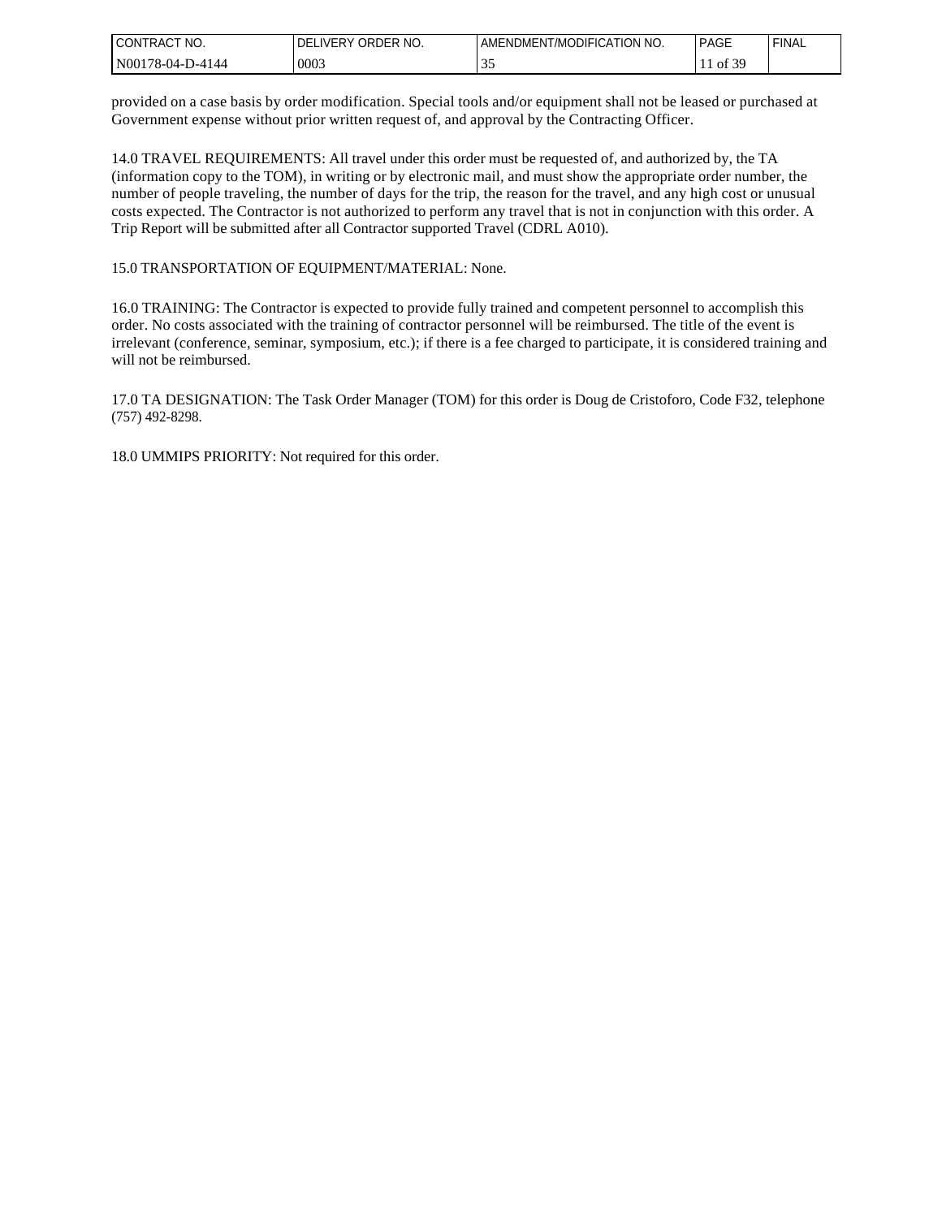provided on a case basis by order modification. Special tools and/or equipment shall not be leased or purchased at Government expense without prior written request of, and approval by the Contracting Officer.

14.0 TRAVEL REQUIREMENTS: All travel under this order must be requested of, and authorized by, the TA (information copy to the TOM), in writing or by electronic mail, and must show the appropriate order number, the number of people traveling, the number of days for the trip, the reason for the travel, and any high cost or unusual costs expected. The Contractor is not authorized to perform any travel that is not in conjunction with this order. A Trip Report will be submitted after all Contractor supported Travel (CDRL A010).

15.0 TRANSPORTATION OF EQUIPMENT/MATERIAL: None.

16.0 TRAINING: The Contractor is expected to provide fully trained and competent personnel to accomplish this order. No costs associated with the training of contractor personnel will be reimbursed. The title of the event is irrelevant (conference, seminar, symposium, etc.); if there is a fee charged to participate, it is considered training and will not be reimbursed.

17.0 TA DESIGNATION: The Task Order Manager (TOM) for this order is Doug de Cristoforo, Code F32, telephone (757) 492-8298.

18.0 UMMIPS PRIORITY: Not required for this order.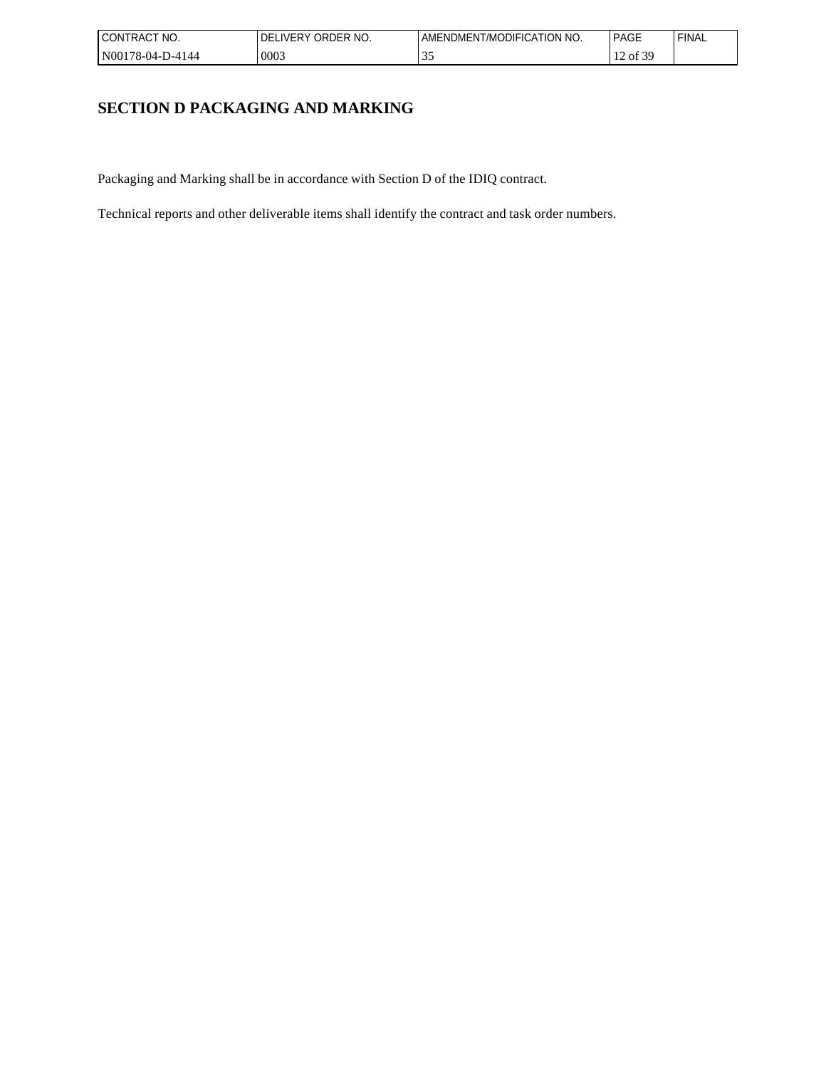# SECTION D PACKAGING AND MARKING

Packaging and Marking shall be in accordance with Section D of the IDIQ contract.

Technical reports and other deliverable items shall identify the contract and task order numbers.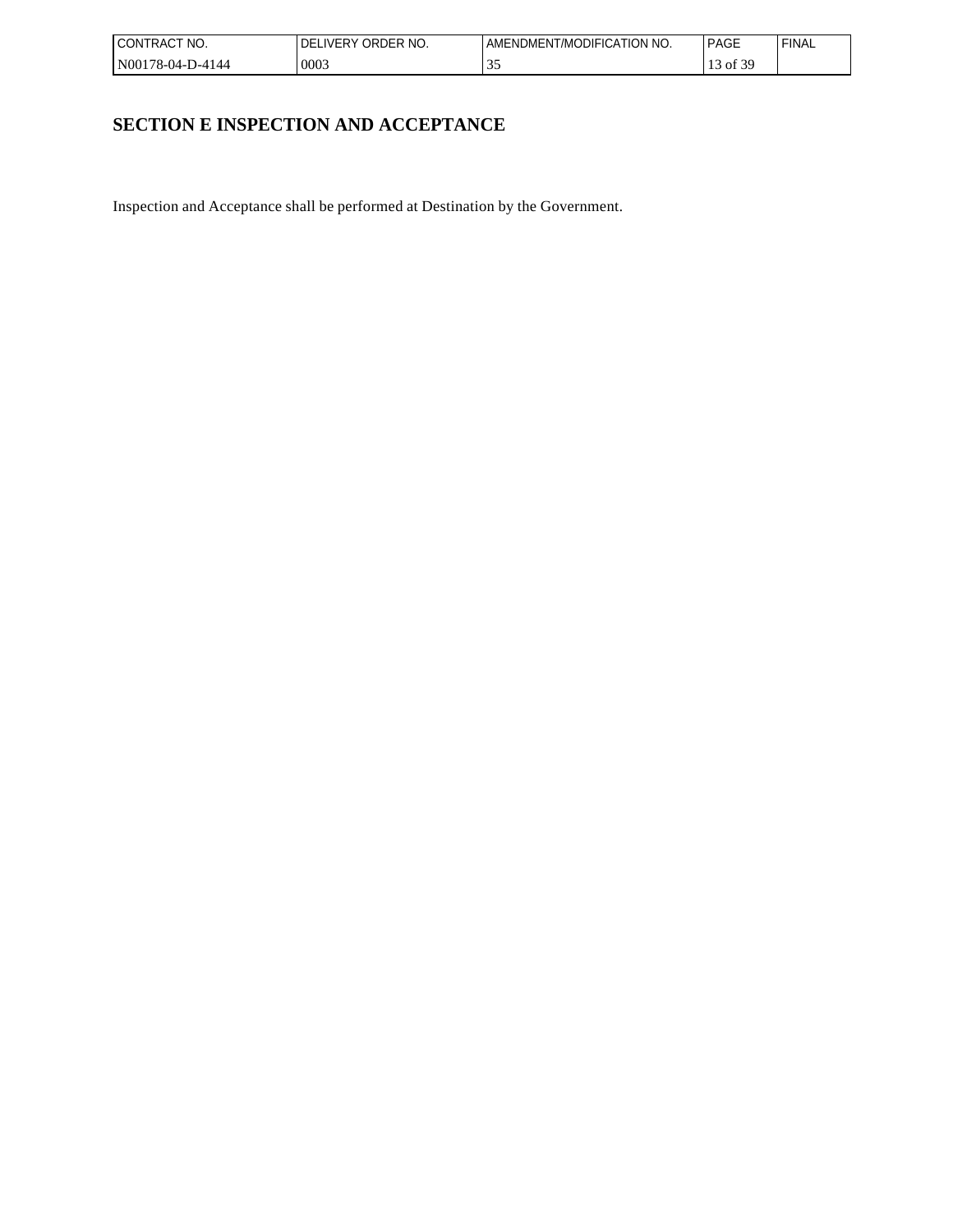# SECTION E INSPECTION AND ACCEPTANCE

Inspection and Acceptance shall be performed at Destination by the Government.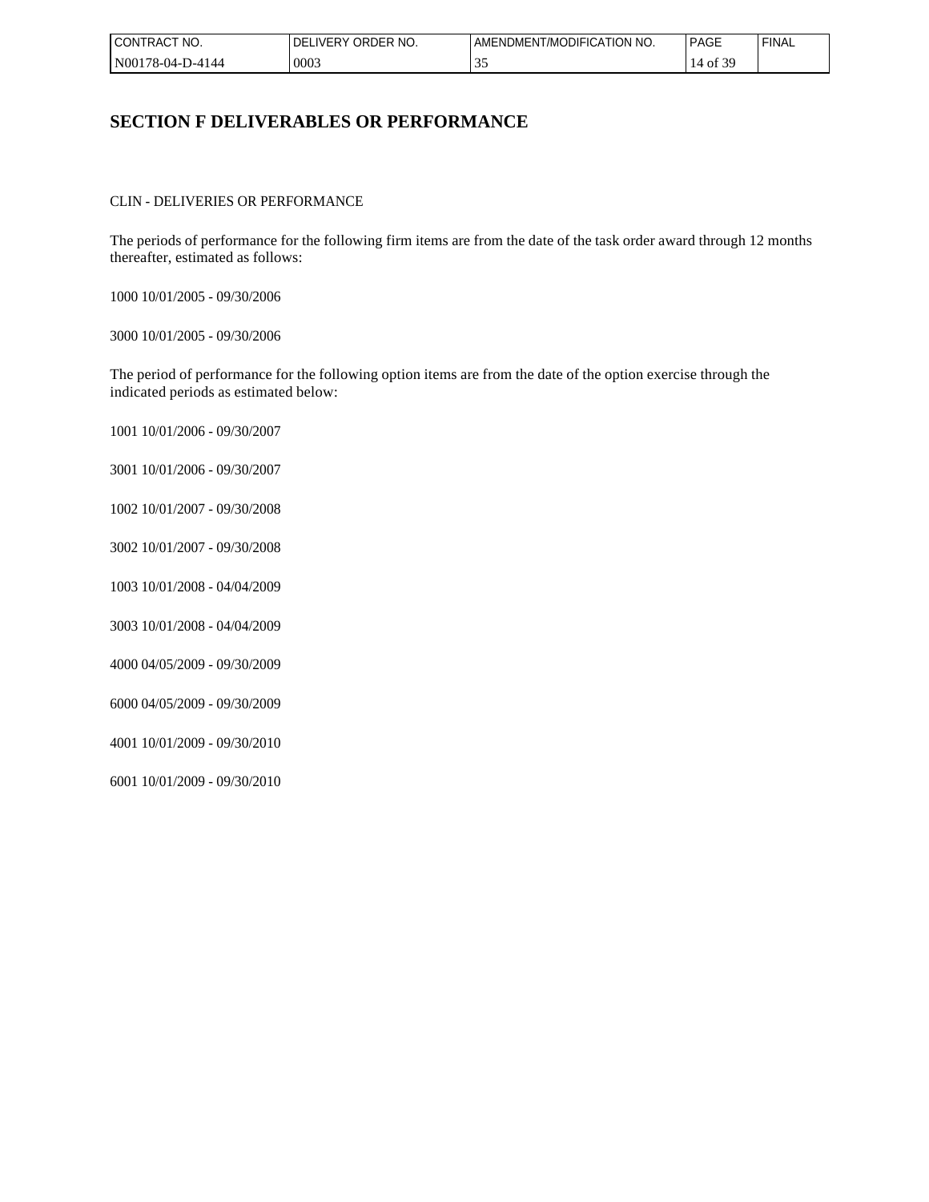## SECTION F DELIVERABLES OR PERFORMANCE

CLIN - DELIVERIES OR PERFORMANCE

The periods of performance for the following firm items are from the date of the task order award through 12 months thereafter, estimated as follows:

1000 10/01/2005 - 09/30/2006

3000 10/01/2005 - 09/30/2006

The period of performance for the following option items are from the date of the option exercise through the indicated periods as estimated below:

1001 10/01/2006 - 09/30/2007

3001 10/01/2006 - 09/30/2007

1002 10/01/2007 - 09/30/2008

3002 10/01/2007 - 09/30/2008

1003 10/01/2008 - 04/04/2009

3003 10/01/2008 - 04/04/2009

4000 04/05/2009 - 09/30/2009

6000 04/05/2009 - 09/30/2009

4001 10/01/2009 - 09/30/2010

6001 10/01/2009 - 09/30/2010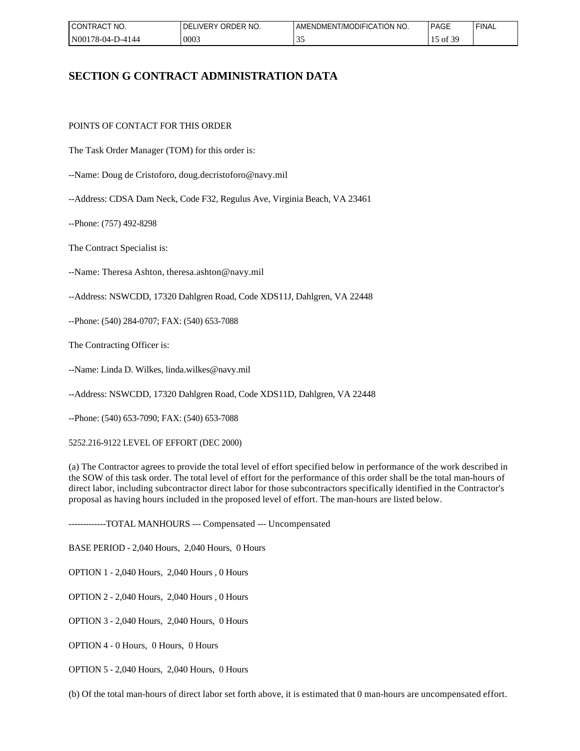# SECTION G CONTRACT ADMINISTRATION DATA

POINTS OF CONTACT FOR THIS ORDER

The Task Order Manager (TOM) for this order is:

--Name: Doug de Cristoforo, doug.decristoforo@navy.mil

--Address: CDSA Dam Neck, Code F32, Regulus Ave, Virginia Beach, VA 23461

--Phone: (757) 492-8298

The Contract Specialist is:

--Name: Theresa Ashton, theresa.ashton@navy.mil

--Address: NSWCDD, 17320 Dahlgren Road, Code XDS11J, Dahlgren, VA 22448

--Phone: (540) 284-0707; FAX: (540) 653-7088

The Contracting Officer is:

--Name: Linda D. Wilkes, linda.wilkes@navy.mil

--Address: NSWCDD, 17320 Dahlgren Road, Code XDS11D, Dahlgren, VA 22448

--Phone: (540) 653-7090; FAX: (540) 653-7088

5252.216-9122 LEVEL OF EFFORT (DEC 2000)

(a) The Contractor agrees to provide the total level of effort specified below in performance of the work described in the SOW of this task order. The total level of effort for the performance of this order shall be the total man-hours of direct labor, including subcontractor direct labor for those subcontractors specifically identified in the Contractor's proposal as having hours included in the proposed level of effort. The man-hours are listed below.

-------------TOTAL MANHOURS --- Compensated --- Uncompensated

BASE PERIOD - 2,040 Hours, 2,040 Hours, 0 Hours

OPTION 1 - 2,040 Hours, 2,040 Hours , 0 Hours

OPTION 2 - 2,040 Hours, 2,040 Hours , 0 Hours

OPTION 3 - 2,040 Hours, 2,040 Hours, 0 Hours

OPTION 4 - 0 Hours, 0 Hours, 0 Hours

OPTION 5 - 2,040 Hours, 2,040 Hours, 0 Hours

(b) Of the total man-hours of direct labor set forth above, it is estimated that 0 man-hours are uncompensated effort.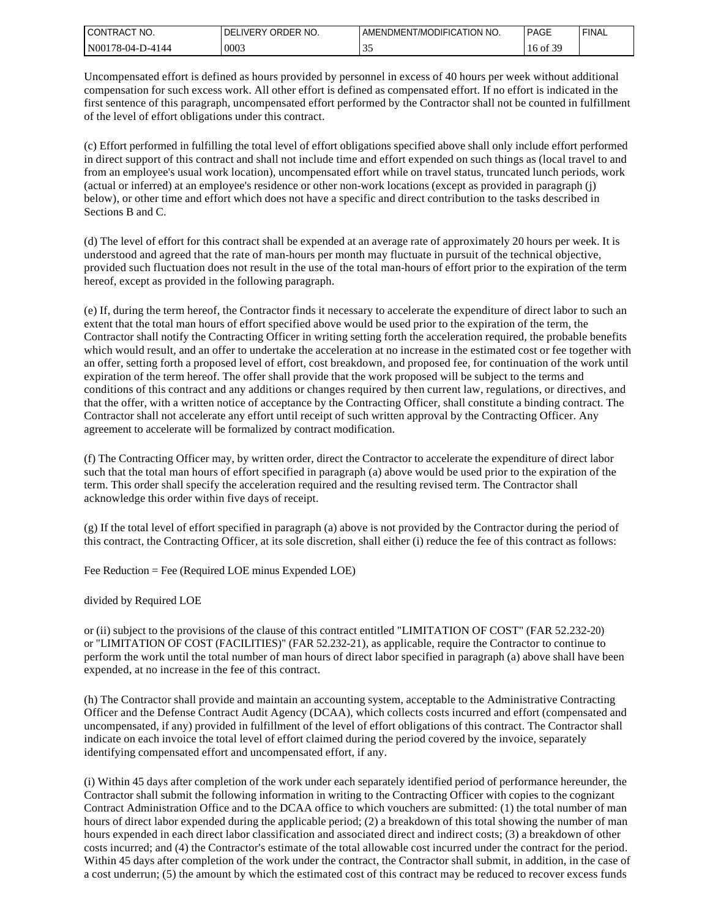Uncompensated effort is defined as hours provided by personnel in excess of 40 hours per week without additional compensation for such excess work. All other effort is defined as compensated effort. If no effort is indicated in the first sentence of this paragraph, uncompensated effort performed by the Contractor shall not be counted in fulfillment of the level of effort obligations under this contract.

(c) Effort performed in fulfilling the total level of effort obligations specified above shall only include effort performed in direct support of this contract and shall not include time and effort expended on such things as (local travel to and from an employee's usual work location), uncompensated effort while on travel status, truncated lunch periods, work (actual or inferred) at an employee's residence or other non-work locations (except as provided in paragraph (j) below), or other time and effort which does not have a specific and direct contribution to the tasks described in Sections B and C.

(d) The level of effort for this contract shall be expended at an average rate of approximately 20 hours per week. It is understood and agreed that the rate of man-hours per month may fluctuate in pursuit of the technical objective, provided such fluctuation does not result in the use of the total man-hours of effort prior to the expiration of the term hereof, except as provided in the following paragraph.

(e) If, during the term hereof, the Contractor finds it necessary to accelerate the expenditure of direct labor to such an extent that the total man hours of effort specified above would be used prior to the expiration of the term, the Contractor shall notify the Contracting Officer in writing setting forth the acceleration required, the probable benefits which would result, and an offer to undertake the acceleration at no increase in the estimated cost or fee together with an offer, setting forth a proposed level of effort, cost breakdown, and proposed fee, for continuation of the work until expiration of the term hereof. The offer shall provide that the work proposed will be subject to the terms and conditions of this contract and any additions or changes required by then current law, regulations, or directives, and that the offer, with a written notice of acceptance by the Contracting Officer, shall constitute a binding contract. The Contractor shall not accelerate any effort until receipt of such written approval by the Contracting Officer. Any agreement to accelerate will be formalized by contract modification.

(f) The Contracting Officer may, by written order, direct the Contractor to accelerate the expenditure of direct labor such that the total man hours of effort specified in paragraph (a) above would be used prior to the expiration of the term. This order shall specify the acceleration required and the resulting revised term. The Contractor shall acknowledge this order within five days of receipt.

(g) If the total level of effort specified in paragraph (a) above is not provided by the Contractor during the period of this contract, the Contracting Officer, at its sole discretion, shall either (i) reduce the fee of this contract as follows:

Fee Reduction = Fee (Required LOE minus Expended LOE)

divided by Required LOE

or (ii) subject to the provisions of the clause of this contract entitled "LIMITATION OF COST" (FAR 52.232-20) or "LIMITATION OF COST (FACILITIES)" (FAR 52.232-21), as applicable, require the Contractor to continue to perform the work until the total number of man hours of direct labor specified in paragraph (a) above shall have been expended, at no increase in the fee of this contract.

(h) The Contractor shall provide and maintain an accounting system, acceptable to the Administrative Contracting Officer and the Defense Contract Audit Agency (DCAA), which collects costs incurred and effort (compensated and uncompensated, if any) provided in fulfillment of the level of effort obligations of this contract. The Contractor shall indicate on each invoice the total level of effort claimed during the period covered by the invoice, separately identifying compensated effort and uncompensated effort, if any.

(i) Within 45 days after completion of the work under each separately identified period of performance hereunder, the Contractor shall submit the following information in writing to the Contracting Officer with copies to the cognizant Contract Administration Office and to the DCAA office to which vouchers are submitted: (1) the total number of man hours of direct labor expended during the applicable period; (2) a breakdown of this total showing the number of man hours expended in each direct labor classification and associated direct and indirect costs; (3) a breakdown of other costs incurred; and (4) the Contractor's estimate of the total allowable cost incurred under the contract for the period. Within 45 days after completion of the work under the contract, the Contractor shall submit, in addition, in the case of a cost underrun; (5) the amount by which the estimated cost of this contract may be reduced to recover excess funds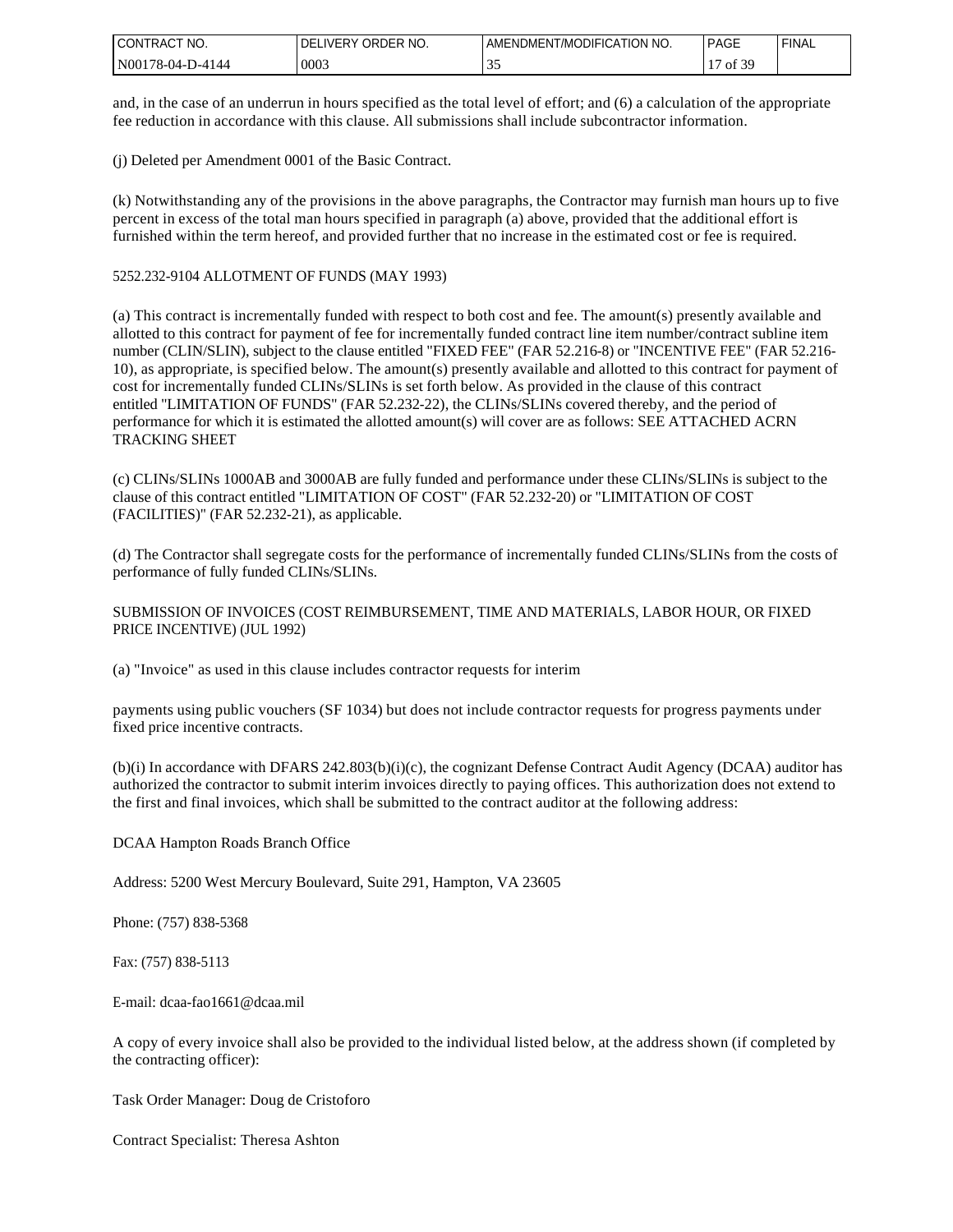and, in the case of an underrun in hours specified as the total level of effort; and (6) a calculation of the appropriate fee reduction in accordance with this clause. All submissions shall include subcontractor information.

(j) Deleted per Amendment 0001 of the Basic Contract.

(k) Notwithstanding any of the provisions in the above paragraphs, the Contractor may furnish man hours up to five percent in excess of the total man hours specified in paragraph (a) above, provided that the additional effort is furnished within the term hereof, and provided further that no increase in the estimated cost or fee is required.

5252.232-9104 ALLOTMENT OF FUNDS (MAY 1993)

(a) This contract is incrementally funded with respect to both cost and fee. The amount(s) presently available and allotted to this contract for payment of fee for incrementally funded contract line item number/contract subline item number (CLIN/SLIN), subject to the clause entitled "FIXED FEE" (FAR 52.216-8) or "INCENTIVE FEE" (FAR 52.216-10), as appropriate, is specified below. The amount(s) presently available and allotted to this contract for payment of cost for incrementally funded CLINs/SLINs is set forth below. As provided in the clause of this contract entitled "LIMITATION OF FUNDS" (FAR 52.232-22), the CLINs/SLINs covered thereby, and the period of performance for which it is estimated the allotted amount(s) will cover are as follows: SEE ATTACHED ACRN TRACKING SHEET

(c) CLINs/SLINs 1000AB and 3000AB are fully funded and performance under these CLINs/SLINs is subject to the clause of this contract entitled "LIMITATION OF COST" (FAR 52.232-20) or "LIMITATION OF COST (FACILITIES)" (FAR 52.232-21), as applicable.

(d) The Contractor shall segregate costs for the performance of incrementally funded CLINs/SLINs from the costs of performance of fully funded CLINs/SLINs.

SUBMISSION OF INVOICES (COST REIMBURSEMENT, TIME AND MATERIALS, LABOR HOUR, OR FIXED PRICE INCENTIVE) (JUL 1992)

(a) "Invoice" as used in this clause includes contractor requests for interim

payments using public vouchers (SF 1034) but does not include contractor requests for progress payments under fixed price incentive contracts.

(b)(i) In accordance with DFARS 242.803(b)(i)(c), the cognizant Defense Contract Audit Agency (DCAA) auditor has authorized the contractor to submit interim invoices directly to paying offices. This authorization does not extend to the first and final invoices, which shall be submitted to the contract auditor at the following address:

DCAA Hampton Roads Branch Office

Address: 5200 West Mercury Boulevard, Suite 291, Hampton, VA 23605

Phone: (757) 838-5368

Fax: (757) 838-5113

E-mail: dcaa-fao1661@dcaa.mil

A copy of every invoice shall also be provided to the individual listed below, at the address shown (if completed by the contracting officer):

Task Order Manager: Doug de Cristoforo

Contract Specialist: Theresa Ashton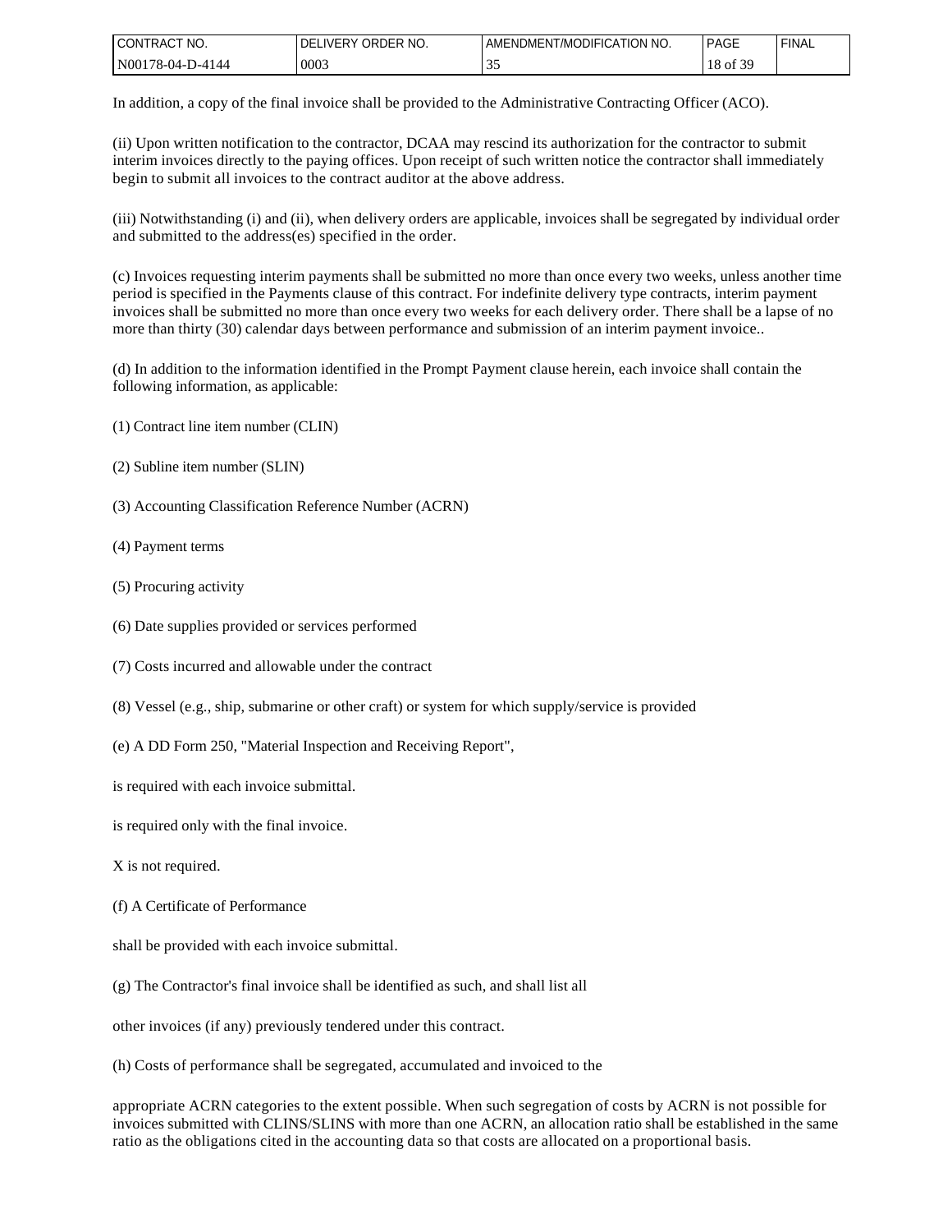In addition, a copy of the final invoice shall be provided to the Administrative Contracting Officer (ACO).

(ii) Upon written notification to the contractor, DCAA may rescind its authorization for the contractor to submit interim invoices directly to the paying offices. Upon receipt of such written notice the contractor shall immediately begin to submit all invoices to the contract auditor at the above address.

(iii) Notwithstanding (i) and (ii), when delivery orders are applicable, invoices shall be segregated by individual order and submitted to the address(es) specified in the order.

(c) Invoices requesting interim payments shall be submitted no more than once every two weeks, unless another time period is specified in the Payments clause of this contract. For indefinite delivery type contracts, interim payment invoices shall be submitted no more than once every two weeks for each delivery order. There shall be a lapse of no more than thirty (30) calendar days between performance and submission of an interim payment invoice..

(d) In addition to the information identified in the Prompt Payment clause herein, each invoice shall contain the following information, as applicable:

(1) Contract line item number (CLIN)

(2) Subline item number (SLIN)

(3) Accounting Classification Reference Number (ACRN)

(4) Payment terms

(5) Procuring activity

(6) Date supplies provided or services performed

(7) Costs incurred and allowable under the contract

(8) Vessel (e.g., ship, submarine or other craft) or system for which supply/service is provided

(e) A DD Form 250, "Material Inspection and Receiving Report",

is required with each invoice submittal.

is required only with the final invoice.

X is not required.

(f) A Certificate of Performance

shall be provided with each invoice submittal.

(g) The Contractor's final invoice shall be identified as such, and shall list all

other invoices (if any) previously tendered under this contract.

(h) Costs of performance shall be segregated, accumulated and invoiced to the

appropriate ACRN categories to the extent possible. When such segregation of costs by ACRN is not possible for invoices submitted with CLINS/SLINS with more than one ACRN, an allocation ratio shall be established in the same ratio as the obligations cited in the accounting data so that costs are allocated on a proportional basis.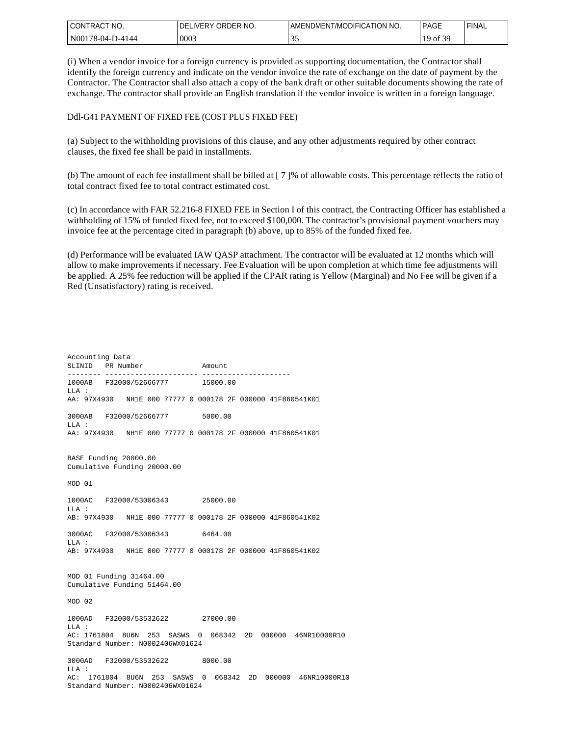(i) When a vendor invoice for a foreign currency is provided as supporting documentation, the Contractor shall identify the foreign currency and indicate on the vendor invoice the rate of exchange on the date of payment by the Contractor. The Contractor shall also attach a copy of the bank draft or other suitable documents showing the rate of exchange. The contractor shall provide an English translation if the vendor invoice is written in a foreign language.

Ddl-G41 PAYMENT OF FIXED FEE (COST PLUS FIXED FEE)

(a) Subject to the withholding provisions of this clause, and any other adjustments required by other contract clauses, the fixed fee shall be paid in installments.

(b) The amount of each fee installment shall be billed at [ 7 ]% of allowable costs. This percentage reflects the ratio of total contract fixed fee to total contract estimated cost.

(c) In accordance with FAR 52.216-8 FIXED FEE in Section I of this contract, the Contracting Officer has established a withholding of 15% of funded fixed fee, not to exceed $100,000. The contractor's provisional payment vouchers may invoice fee at the percentage cited in paragraph (b) above, up to 85% of the funded fixed fee.

(d) Performance will be evaluated IAW QASP attachment. The contractor will be evaluated at 12 months which will allow to make improvements if necessary. Fee Evaluation will be upon completion at which time fee adjustments will be applied. A 25% fee reduction will be applied if the CPAR rating is Yellow (Marginal) and No Fee will be given if a Red (Unsatisfactory) rating is received.

```
Accounting Data
SLINID   PR Number              Amount
-------- ---------------------- ---------------------
1000AB   F32000/52666777        15000.00
LLA :
AA: 97X4930   NH1E 000 77777 0 000178 2F 000000 41F860541K01

3000AB   F32000/52666777        5000.00
LLA :
AA: 97X4930   NH1E 000 77777 0 000178 2F 000000 41F860541K01


BASE Funding 20000.00
Cumulative Funding 20000.00

MOD 01

1000AC   F32000/53006343        25000.00
LLA :
AB: 97X4930   NH1E 000 77777 0 000178 2F 000000 41F860541K02

3000AC   F32000/53006343        6464.00
LLA :
AB: 97X4930   NH1E 000 77777 0 000178 2F 000000 41F860541K02


MOD 01 Funding 31464.00
Cumulative Funding 51464.00

MOD 02

1000AD   F32000/53532622        27000.00
LLA :
AC: 1761804  8U6N  253  SASWS  0  068342  2D  000000  46NR10000R10
Standard Number: N0002406WX01624

3000AD   F32000/53532622        8000.00
LLA :
AC:  1761804  8U6N  253  SASWS  0  068342  2D  000000  46NR10000R10
Standard Number: N0002406WX01624
```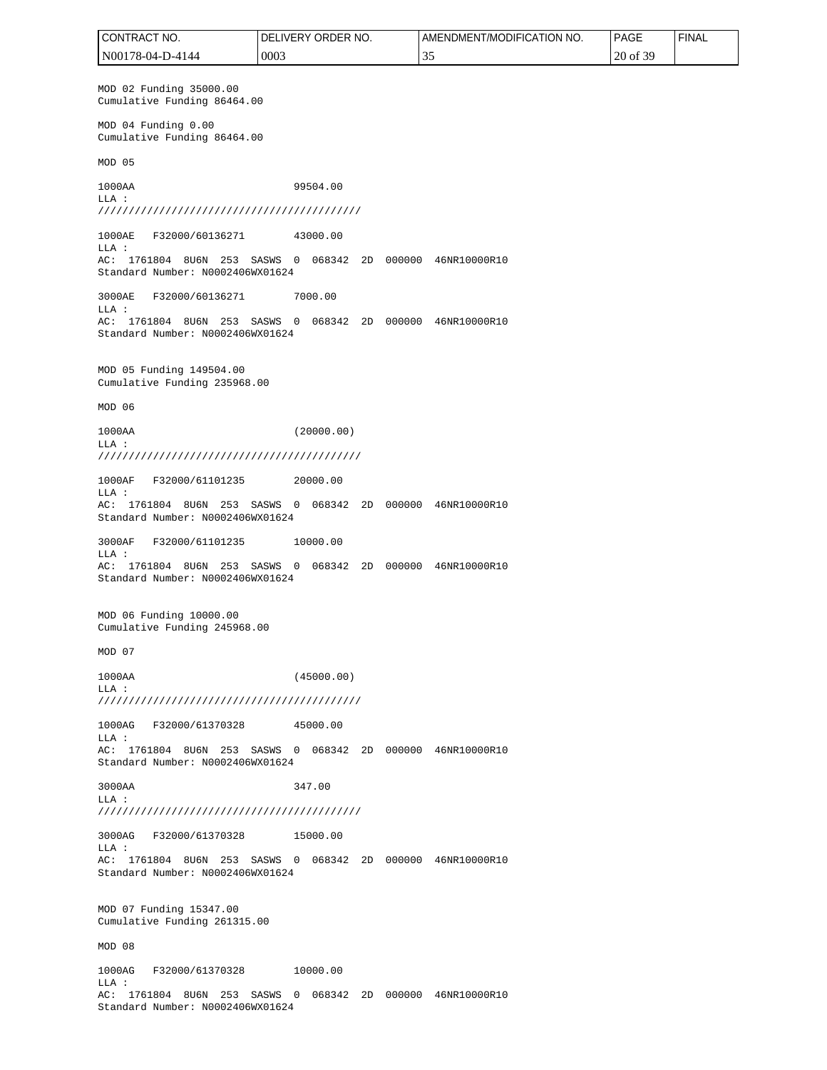MOD 02 Funding 35000.00
Cumulative Funding 86464.00

MOD 04 Funding 0.00
Cumulative Funding 86464.00

MOD 05

1000AA 99504.00
LLA :
//////////////////////////////////////////

1000AE F32000/60136271 43000.00
LLA :
AC: 1761804 8U6N 253 SASWS 0 068342 2D 000000 46NR10000R10
Standard Number: N0002406WX01624

3000AE F32000/60136271 7000.00
LLA :
AC: 1761804 8U6N 253 SASWS 0 068342 2D 000000 46NR10000R10
Standard Number: N0002406WX01624

MOD 05 Funding 149504.00
Cumulative Funding 235968.00

MOD 06

1000AA (20000.00)
LLA :
//////////////////////////////////////////

1000AF F32000/61101235 20000.00
LLA :
AC: 1761804 8U6N 253 SASWS 0 068342 2D 000000 46NR10000R10
Standard Number: N0002406WX01624

3000AF F32000/61101235 10000.00
LLA :
AC: 1761804 8U6N 253 SASWS 0 068342 2D 000000 46NR10000R10
Standard Number: N0002406WX01624

MOD 06 Funding 10000.00
Cumulative Funding 245968.00

MOD 07

1000AA (45000.00)
LLA :
//////////////////////////////////////////

1000AG F32000/61370328 45000.00
LLA :
AC: 1761804 8U6N 253 SASWS 0 068342 2D 000000 46NR10000R10
Standard Number: N0002406WX01624

3000AA 347.00
LLA :
//////////////////////////////////////////

3000AG F32000/61370328 15000.00
LLA :
AC: 1761804 8U6N 253 SASWS 0 068342 2D 000000 46NR10000R10
Standard Number: N0002406WX01624

MOD 07 Funding 15347.00
Cumulative Funding 261315.00

MOD 08

1000AG F32000/61370328 10000.00
LLA :
AC: 1761804 8U6N 253 SASWS 0 068342 2D 000000 46NR10000R10
Standard Number: N0002406WX01624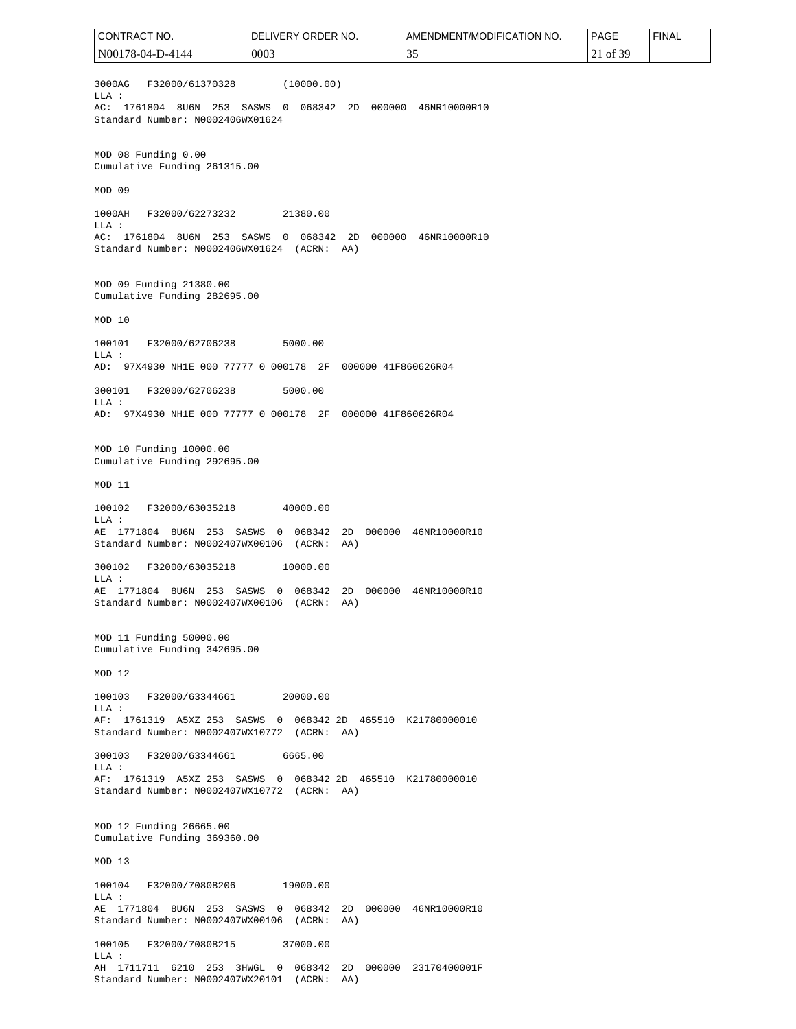3000AG F32000/61370328 (10000.00)
LLA :
AC: 1761804 8U6N 253 SASWS 0 068342 2D 000000 46NR10000R10
Standard Number: N0002406WX01624

MOD 08 Funding 0.00
Cumulative Funding 261315.00

MOD 09

1000AH F32000/62273232 21380.00
LLA :
AC: 1761804 8U6N 253 SASWS 0 068342 2D 000000 46NR10000R10
Standard Number: N0002406WX01624 (ACRN: AA)

MOD 09 Funding 21380.00
Cumulative Funding 282695.00

MOD 10

100101 F32000/62706238 5000.00
LLA :
AD: 97X4930 NH1E 000 77777 0 000178 2F 000000 41F860626R04

300101 F32000/62706238 5000.00
LLA :
AD: 97X4930 NH1E 000 77777 0 000178 2F 000000 41F860626R04

MOD 10 Funding 10000.00
Cumulative Funding 292695.00

MOD 11

100102 F32000/63035218 40000.00
LLA :
AE 1771804 8U6N 253 SASWS 0 068342 2D 000000 46NR10000R10
Standard Number: N0002407WX00106 (ACRN: AA)

300102 F32000/63035218 10000.00
LLA :
AE 1771804 8U6N 253 SASWS 0 068342 2D 000000 46NR10000R10
Standard Number: N0002407WX00106 (ACRN: AA)

MOD 11 Funding 50000.00
Cumulative Funding 342695.00

MOD 12

100103 F32000/63344661 20000.00
LLA :
AF: 1761319 A5XZ 253 SASWS 0 068342 2D 465510 K21780000010
Standard Number: N0002407WX10772 (ACRN: AA)

300103 F32000/63344661 6665.00
LLA :
AF: 1761319 A5XZ 253 SASWS 0 068342 2D 465510 K21780000010
Standard Number: N0002407WX10772 (ACRN: AA)

MOD 12 Funding 26665.00
Cumulative Funding 369360.00

MOD 13

100104 F32000/70808206 19000.00
LLA :
AE 1771804 8U6N 253 SASWS 0 068342 2D 000000 46NR10000R10
Standard Number: N0002407WX00106 (ACRN: AA)

100105 F32000/70808215 37000.00
LLA :
AH 1711711 6210 253 3HWGL 0 068342 2D 000000 23170400001F
Standard Number: N0002407WX20101 (ACRN: AA)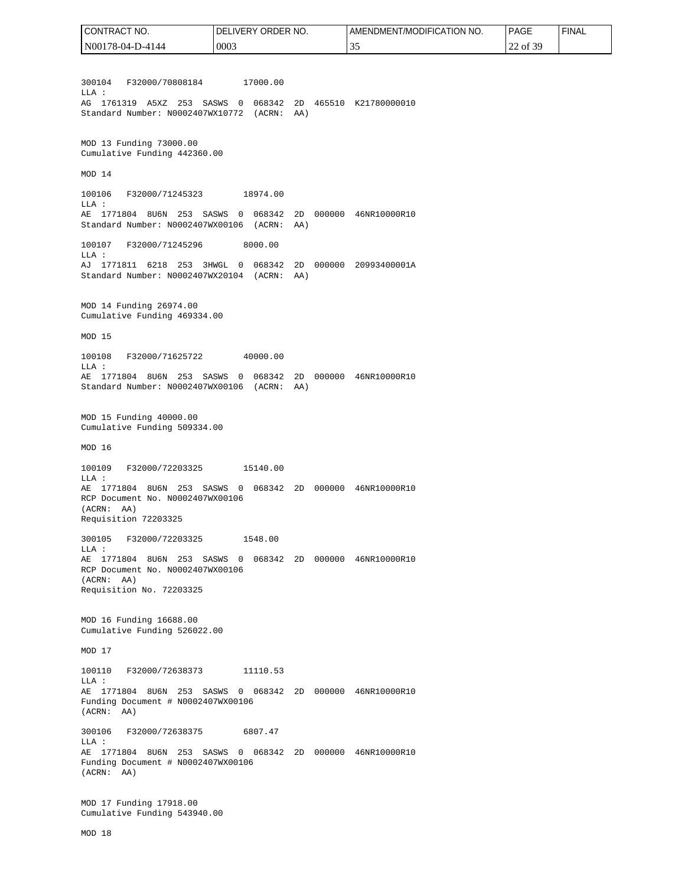300104 F32000/70808184 17000.00
LLA :
AG 1761319 A5XZ 253 SASWS 0 068342 2D 465510 K21780000010
Standard Number: N0002407WX10772 (ACRN: AA)

MOD 13 Funding 73000.00
Cumulative Funding 442360.00

MOD 14

100106 F32000/71245323 18974.00
LLA :
AE 1771804 8U6N 253 SASWS 0 068342 2D 000000 46NR10000R10
Standard Number: N0002407WX00106 (ACRN: AA)

100107 F32000/71245296 8000.00
LLA :
AJ 1771811 6218 253 3HWGL 0 068342 2D 000000 20993400001A
Standard Number: N0002407WX20104 (ACRN: AA)

MOD 14 Funding 26974.00
Cumulative Funding 469334.00

MOD 15

100108 F32000/71625722 40000.00
LLA :
AE 1771804 8U6N 253 SASWS 0 068342 2D 000000 46NR10000R10
Standard Number: N0002407WX00106 (ACRN: AA)

MOD 15 Funding 40000.00
Cumulative Funding 509334.00

MOD 16

100109 F32000/72203325 15140.00
LLA :
AE 1771804 8U6N 253 SASWS 0 068342 2D 000000 46NR10000R10
RCP Document No. N0002407WX00106
(ACRN: AA)
Requisition 72203325

300105 F32000/72203325 1548.00
LLA :
AE 1771804 8U6N 253 SASWS 0 068342 2D 000000 46NR10000R10
RCP Document No. N0002407WX00106
(ACRN: AA)
Requisition No. 72203325

MOD 16 Funding 16688.00
Cumulative Funding 526022.00

MOD 17

100110 F32000/72638373 11110.53
LLA :
AE 1771804 8U6N 253 SASWS 0 068342 2D 000000 46NR10000R10
Funding Document # N0002407WX00106
(ACRN: AA)

300106 F32000/72638375 6807.47
LLA :
AE 1771804 8U6N 253 SASWS 0 068342 2D 000000 46NR10000R10
Funding Document # N0002407WX00106
(ACRN: AA)

MOD 17 Funding 17918.00
Cumulative Funding 543940.00

MOD 18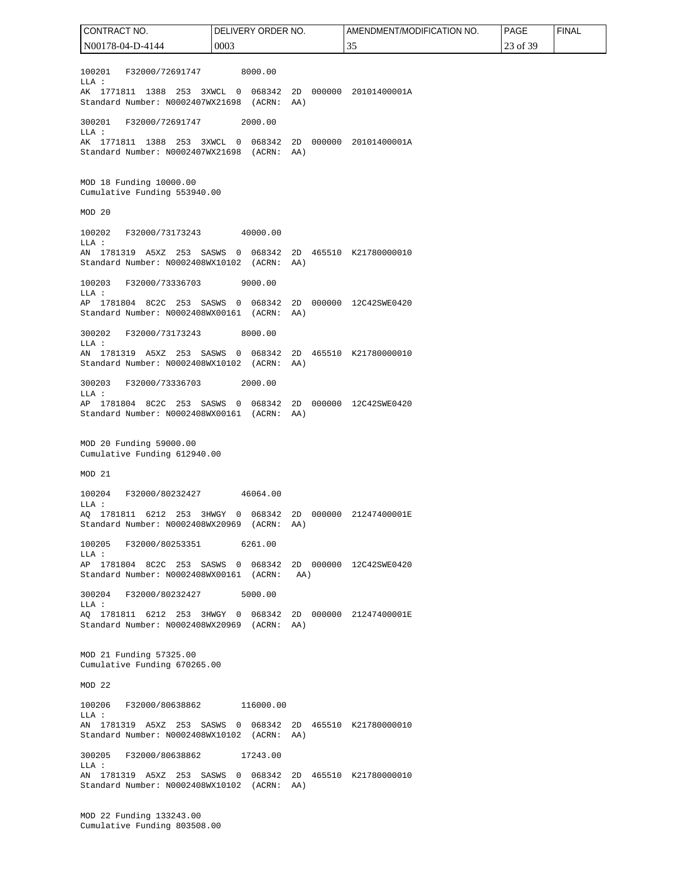100201 F32000/72691747 8000.00
LLA :
AK 1771811 1388 253 3XWCL 0 068342 2D 000000 20101400001A
Standard Number: N0002407WX21698 (ACRN: AA)

300201 F32000/72691747 2000.00
LLA :
AK 1771811 1388 253 3XWCL 0 068342 2D 000000 20101400001A
Standard Number: N0002407WX21698 (ACRN: AA)

MOD 18 Funding 10000.00
Cumulative Funding 553940.00

MOD 20

100202 F32000/73173243 40000.00
LLA :
AN 1781319 A5XZ 253 SASWS 0 068342 2D 465510 K21780000010
Standard Number: N0002408WX10102 (ACRN: AA)

100203 F32000/73336703 9000.00
LLA :
AP 1781804 8C2C 253 SASWS 0 068342 2D 000000 12C42SWE0420
Standard Number: N0002408WX00161 (ACRN: AA)

300202 F32000/73173243 8000.00
LLA :
AN 1781319 A5XZ 253 SASWS 0 068342 2D 465510 K21780000010
Standard Number: N0002408WX10102 (ACRN: AA)

300203 F32000/73336703 2000.00
LLA :
AP 1781804 8C2C 253 SASWS 0 068342 2D 000000 12C42SWE0420
Standard Number: N0002408WX00161 (ACRN: AA)

MOD 20 Funding 59000.00
Cumulative Funding 612940.00

MOD 21

100204 F32000/80232427 46064.00
LLA :
AQ 1781811 6212 253 3HWGY 0 068342 2D 000000 21247400001E
Standard Number: N0002408WX20969 (ACRN: AA)

100205 F32000/80253351 6261.00
LLA :
AP 1781804 8C2C 253 SASWS 0 068342 2D 000000 12C42SWE0420
Standard Number: N0002408WX00161 (ACRN: AA)

300204 F32000/80232427 5000.00
LLA :
AQ 1781811 6212 253 3HWGY 0 068342 2D 000000 21247400001E
Standard Number: N0002408WX20969 (ACRN: AA)

MOD 21 Funding 57325.00
Cumulative Funding 670265.00

MOD 22

100206 F32000/80638862 116000.00
LLA :
AN 1781319 A5XZ 253 SASWS 0 068342 2D 465510 K21780000010
Standard Number: N0002408WX10102 (ACRN: AA)

300205 F32000/80638862 17243.00
LLA :
AN 1781319 A5XZ 253 SASWS 0 068342 2D 465510 K21780000010
Standard Number: N0002408WX10102 (ACRN: AA)

MOD 22 Funding 133243.00
Cumulative Funding 803508.00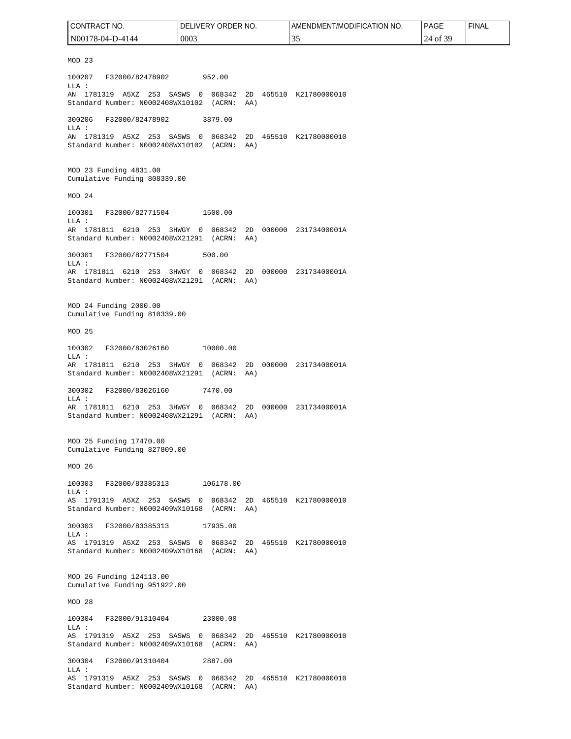MOD 23

100207 F32000/82478902 952.00
LLA :
AN 1781319 A5XZ 253 SASWS 0 068342 2D 465510 K21780000010
Standard Number: N0002408WX10102 (ACRN: AA)

300206 F32000/82478902 3879.00
LLA :
AN 1781319 A5XZ 253 SASWS 0 068342 2D 465510 K21780000010
Standard Number: N0002408WX10102 (ACRN: AA)

MOD 23 Funding 4831.00
Cumulative Funding 808339.00

MOD 24

100301 F32000/82771504 1500.00
LLA :
AR 1781811 6210 253 3HWGY 0 068342 2D 000000 23173400001A
Standard Number: N0002408WX21291 (ACRN: AA)

300301 F32000/82771504 500.00
LLA :
AR 1781811 6210 253 3HWGY 0 068342 2D 000000 23173400001A
Standard Number: N0002408WX21291 (ACRN: AA)

MOD 24 Funding 2000.00
Cumulative Funding 810339.00

MOD 25

100302 F32000/83026160 10000.00
LLA :
AR 1781811 6210 253 3HWGY 0 068342 2D 000000 23173400001A
Standard Number: N0002408WX21291 (ACRN: AA)

300302 F32000/83026160 7470.00
LLA :
AR 1781811 6210 253 3HWGY 0 068342 2D 000000 23173400001A
Standard Number: N0002408WX21291 (ACRN: AA)

MOD 25 Funding 17470.00
Cumulative Funding 827809.00

MOD 26

100303 F32000/83385313 106178.00
LLA :
AS 1791319 A5XZ 253 SASWS 0 068342 2D 465510 K21780000010
Standard Number: N0002409WX10168 (ACRN: AA)

300303 F32000/83385313 17935.00
LLA :
AS 1791319 A5XZ 253 SASWS 0 068342 2D 465510 K21780000010
Standard Number: N0002409WX10168 (ACRN: AA)

MOD 26 Funding 124113.00
Cumulative Funding 951922.00

MOD 28

100304 F32000/91310404 23000.00
LLA :
AS 1791319 A5XZ 253 SASWS 0 068342 2D 465510 K21780000010
Standard Number: N0002409WX10168 (ACRN: AA)

300304 F32000/91310404 2887.00
LLA :
AS 1791319 A5XZ 253 SASWS 0 068342 2D 465510 K21780000010
Standard Number: N0002409WX10168 (ACRN: AA)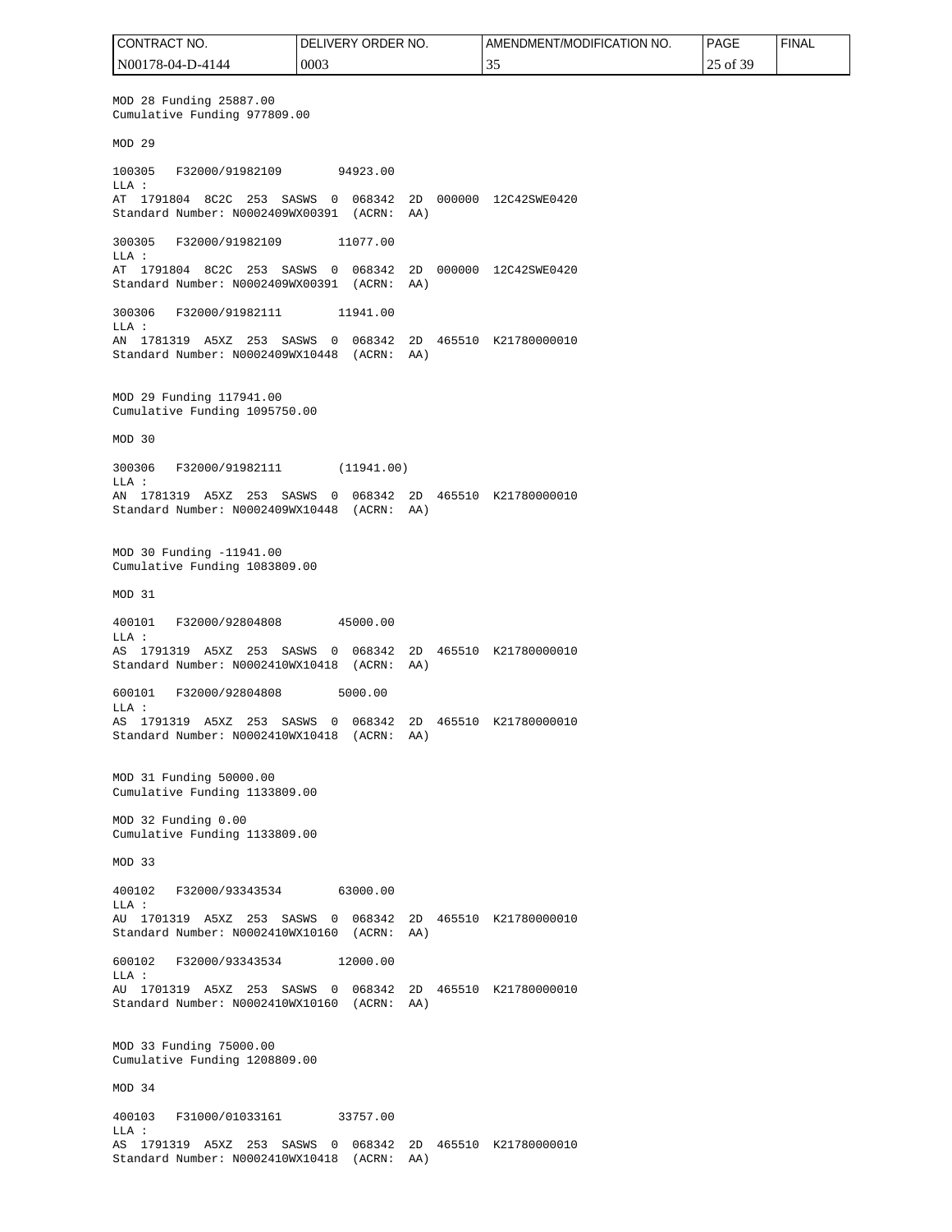MOD 28 Funding 25887.00
Cumulative Funding 977809.00

MOD 29

100305 F32000/91982109 94923.00
LLA :
AT 1791804 8C2C 253 SASWS 0 068342 2D 000000 12C42SWE0420
Standard Number: N0002409WX00391 (ACRN: AA)

300305 F32000/91982109 11077.00
LLA :
AT 1791804 8C2C 253 SASWS 0 068342 2D 000000 12C42SWE0420
Standard Number: N0002409WX00391 (ACRN: AA)

300306 F32000/91982111 11941.00
LLA :
AN 1781319 A5XZ 253 SASWS 0 068342 2D 465510 K21780000010
Standard Number: N0002409WX10448 (ACRN: AA)

MOD 29 Funding 117941.00
Cumulative Funding 1095750.00

MOD 30

300306 F32000/91982111 (11941.00)
LLA :
AN 1781319 A5XZ 253 SASWS 0 068342 2D 465510 K21780000010
Standard Number: N0002409WX10448 (ACRN: AA)

MOD 30 Funding -11941.00
Cumulative Funding 1083809.00

MOD 31

400101 F32000/92804808 45000.00
LLA :
AS 1791319 A5XZ 253 SASWS 0 068342 2D 465510 K21780000010
Standard Number: N0002410WX10418 (ACRN: AA)

600101 F32000/92804808 5000.00
LLA :
AS 1791319 A5XZ 253 SASWS 0 068342 2D 465510 K21780000010
Standard Number: N0002410WX10418 (ACRN: AA)

MOD 31 Funding 50000.00
Cumulative Funding 1133809.00

MOD 32 Funding 0.00
Cumulative Funding 1133809.00

MOD 33

400102 F32000/93343534 63000.00
LLA :
AU 1701319 A5XZ 253 SASWS 0 068342 2D 465510 K21780000010
Standard Number: N0002410WX10160 (ACRN: AA)

600102 F32000/93343534 12000.00
LLA :
AU 1701319 A5XZ 253 SASWS 0 068342 2D 465510 K21780000010
Standard Number: N0002410WX10160 (ACRN: AA)

MOD 33 Funding 75000.00
Cumulative Funding 1208809.00

MOD 34

400103 F31000/01033161 33757.00
LLA :
AS 1791319 A5XZ 253 SASWS 0 068342 2D 465510 K21780000010
Standard Number: N0002410WX10418 (ACRN: AA)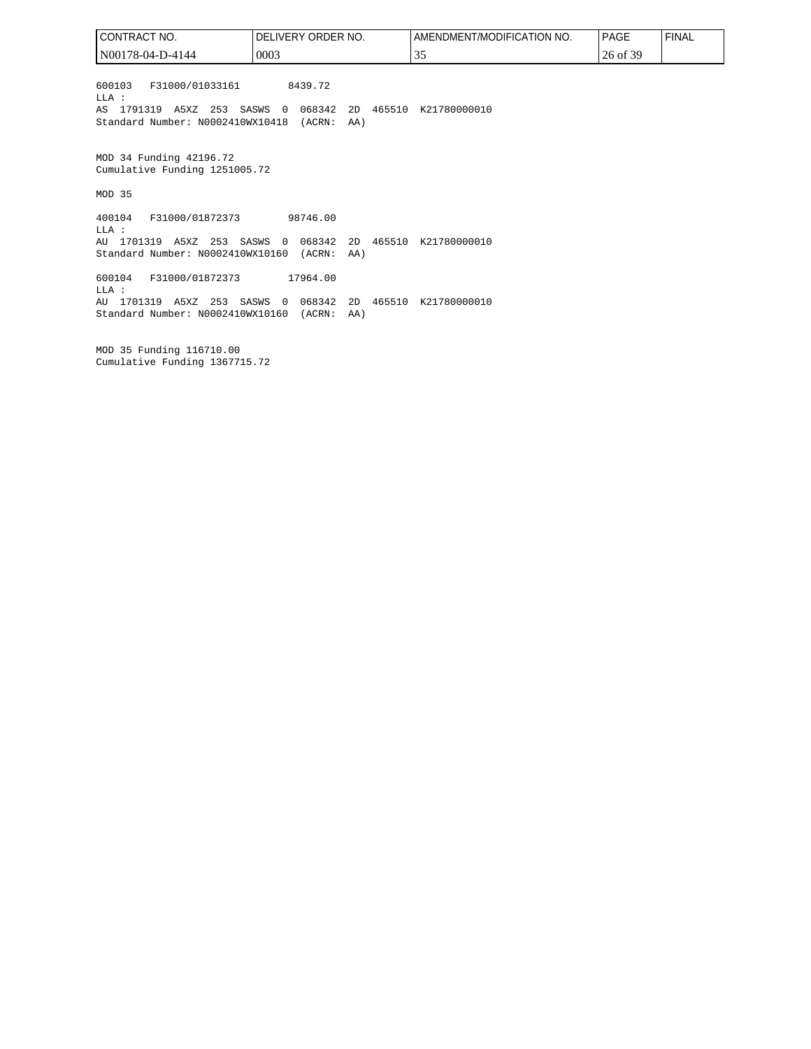600103 F31000/01033161 8439.72
LLA :
AS 1791319 A5XZ 253 SASWS 0 068342 2D 465510 K21780000010
Standard Number: N0002410WX10418 (ACRN: AA)

MOD 34 Funding 42196.72
Cumulative Funding 1251005.72

MOD 35

400104 F31000/01872373 98746.00
LLA :
AU 1701319 A5XZ 253 SASWS 0 068342 2D 465510 K21780000010
Standard Number: N0002410WX10160 (ACRN: AA)

600104 F31000/01872373 17964.00
LLA :
AU 1701319 A5XZ 253 SASWS 0 068342 2D 465510 K21780000010
Standard Number: N0002410WX10160 (ACRN: AA)

MOD 35 Funding 116710.00
Cumulative Funding 1367715.72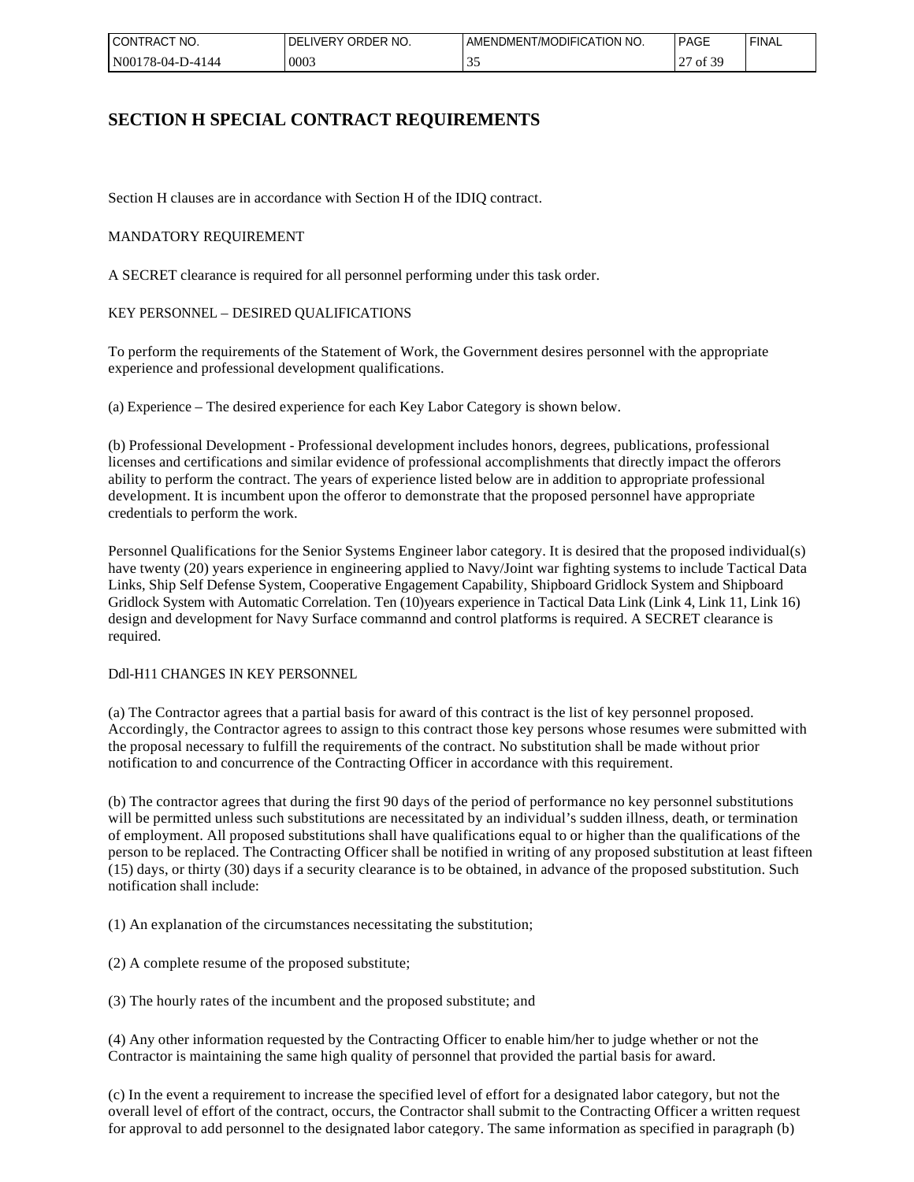## SECTION H SPECIAL CONTRACT REQUIREMENTS

Section H clauses are in accordance with Section H of the IDIQ contract.

MANDATORY REQUIREMENT

A SECRET clearance is required for all personnel performing under this task order.

KEY PERSONNEL – DESIRED QUALIFICATIONS

To perform the requirements of the Statement of Work, the Government desires personnel with the appropriate experience and professional development qualifications.

(a) Experience – The desired experience for each Key Labor Category is shown below.

(b) Professional Development - Professional development includes honors, degrees, publications, professional licenses and certifications and similar evidence of professional accomplishments that directly impact the offerors ability to perform the contract. The years of experience listed below are in addition to appropriate professional development. It is incumbent upon the offeror to demonstrate that the proposed personnel have appropriate credentials to perform the work.

Personnel Qualifications for the Senior Systems Engineer labor category. It is desired that the proposed individual(s) have twenty (20) years experience in engineering applied to Navy/Joint war fighting systems to include Tactical Data Links, Ship Self Defense System, Cooperative Engagement Capability, Shipboard Gridlock System and Shipboard Gridlock System with Automatic Correlation. Ten (10)years experience in Tactical Data Link (Link 4, Link 11, Link 16) design and development for Navy Surface commannd and control platforms is required. A SECRET clearance is required.

Ddl-H11 CHANGES IN KEY PERSONNEL

(a) The Contractor agrees that a partial basis for award of this contract is the list of key personnel proposed. Accordingly, the Contractor agrees to assign to this contract those key persons whose resumes were submitted with the proposal necessary to fulfill the requirements of the contract. No substitution shall be made without prior notification to and concurrence of the Contracting Officer in accordance with this requirement.

(b) The contractor agrees that during the first 90 days of the period of performance no key personnel substitutions will be permitted unless such substitutions are necessitated by an individual's sudden illness, death, or termination of employment. All proposed substitutions shall have qualifications equal to or higher than the qualifications of the person to be replaced. The Contracting Officer shall be notified in writing of any proposed substitution at least fifteen (15) days, or thirty (30) days if a security clearance is to be obtained, in advance of the proposed substitution. Such notification shall include:

(1) An explanation of the circumstances necessitating the substitution;

(2) A complete resume of the proposed substitute;

(3) The hourly rates of the incumbent and the proposed substitute; and

(4) Any other information requested by the Contracting Officer to enable him/her to judge whether or not the Contractor is maintaining the same high quality of personnel that provided the partial basis for award.

(c) In the event a requirement to increase the specified level of effort for a designated labor category, but not the overall level of effort of the contract, occurs, the Contractor shall submit to the Contracting Officer a written request for approval to add personnel to the designated labor category. The same information as specified in paragraph (b)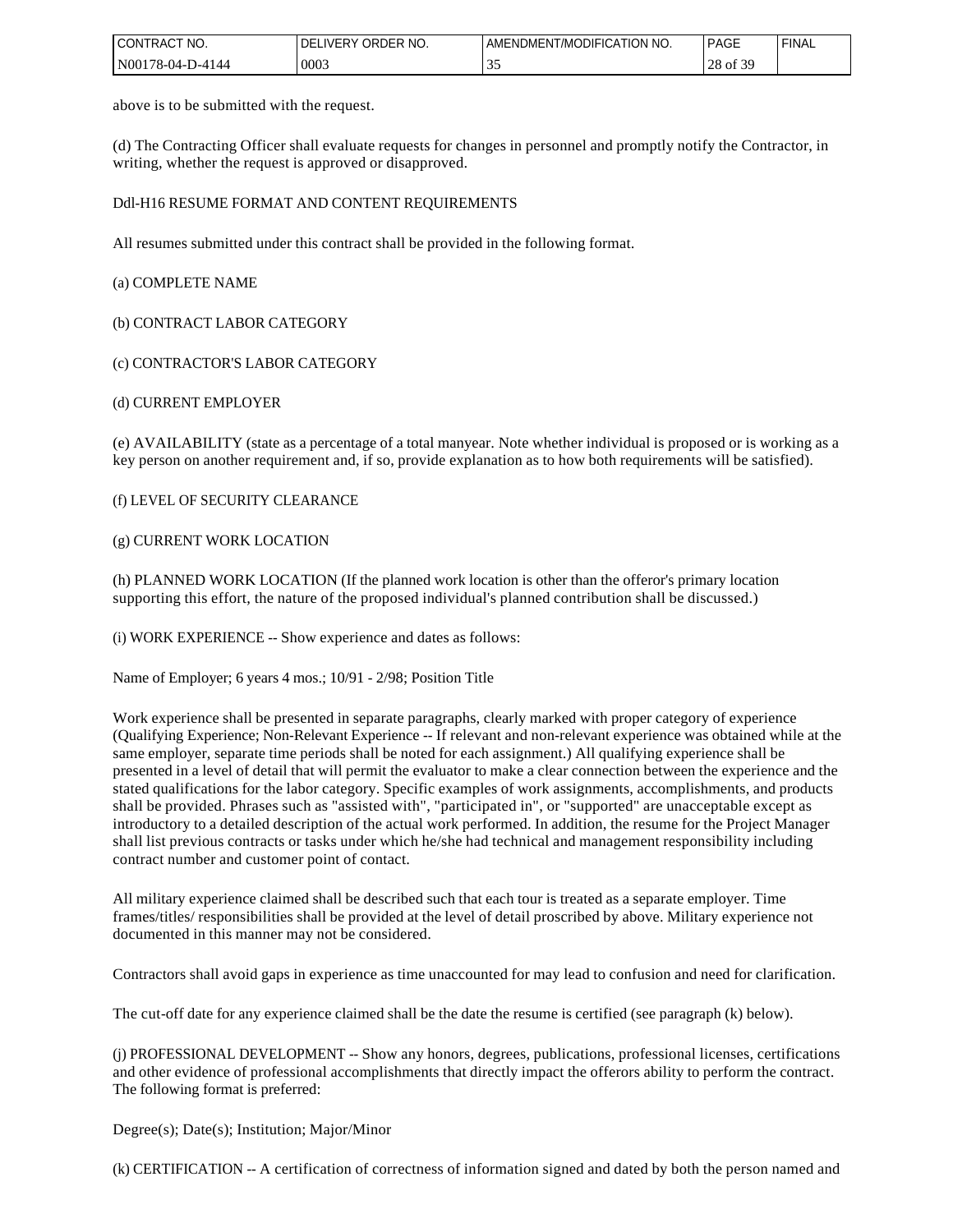above is to be submitted with the request.

(d) The Contracting Officer shall evaluate requests for changes in personnel and promptly notify the Contractor, in writing, whether the request is approved or disapproved.

Ddl-H16 RESUME FORMAT AND CONTENT REQUIREMENTS

All resumes submitted under this contract shall be provided in the following format.

(a) COMPLETE NAME

(b) CONTRACT LABOR CATEGORY

(c) CONTRACTOR'S LABOR CATEGORY

(d) CURRENT EMPLOYER

(e) AVAILABILITY (state as a percentage of a total manyear. Note whether individual is proposed or is working as a key person on another requirement and, if so, provide explanation as to how both requirements will be satisfied).

(f) LEVEL OF SECURITY CLEARANCE

(g) CURRENT WORK LOCATION

(h) PLANNED WORK LOCATION (If the planned work location is other than the offeror's primary location supporting this effort, the nature of the proposed individual's planned contribution shall be discussed.)

(i) WORK EXPERIENCE -- Show experience and dates as follows:

Name of Employer; 6 years 4 mos.; 10/91 - 2/98; Position Title

Work experience shall be presented in separate paragraphs, clearly marked with proper category of experience (Qualifying Experience; Non-Relevant Experience -- If relevant and non-relevant experience was obtained while at the same employer, separate time periods shall be noted for each assignment.) All qualifying experience shall be presented in a level of detail that will permit the evaluator to make a clear connection between the experience and the stated qualifications for the labor category. Specific examples of work assignments, accomplishments, and products shall be provided. Phrases such as "assisted with", "participated in", or "supported" are unacceptable except as introductory to a detailed description of the actual work performed. In addition, the resume for the Project Manager shall list previous contracts or tasks under which he/she had technical and management responsibility including contract number and customer point of contact.

All military experience claimed shall be described such that each tour is treated as a separate employer. Time frames/titles/ responsibilities shall be provided at the level of detail proscribed by above. Military experience not documented in this manner may not be considered.

Contractors shall avoid gaps in experience as time unaccounted for may lead to confusion and need for clarification.

The cut-off date for any experience claimed shall be the date the resume is certified (see paragraph (k) below).

(j) PROFESSIONAL DEVELOPMENT -- Show any honors, degrees, publications, professional licenses, certifications and other evidence of professional accomplishments that directly impact the offerors ability to perform the contract. The following format is preferred:

Degree(s); Date(s); Institution; Major/Minor

(k) CERTIFICATION -- A certification of correctness of information signed and dated by both the person named and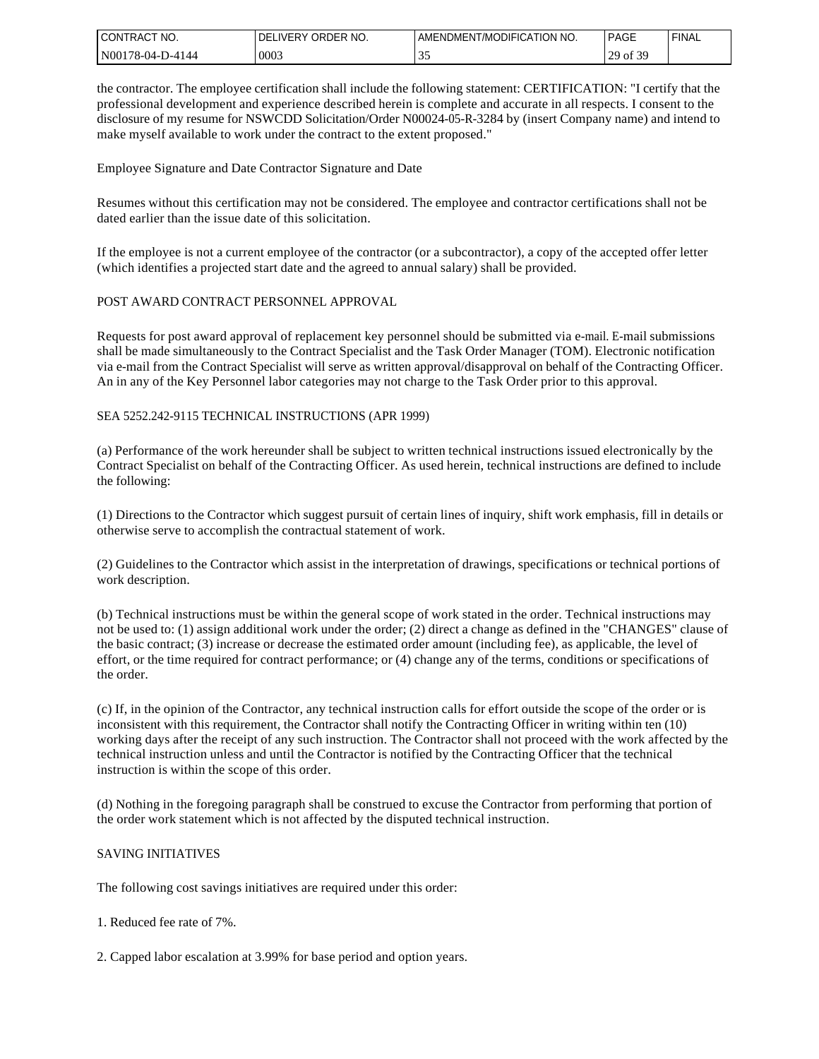the contractor. The employee certification shall include the following statement: CERTIFICATION: "I certify that the professional development and experience described herein is complete and accurate in all respects. I consent to the disclosure of my resume for NSWCDD Solicitation/Order N00024-05-R-3284 by (insert Company name) and intend to make myself available to work under the contract to the extent proposed."

Employee Signature and Date Contractor Signature and Date

Resumes without this certification may not be considered. The employee and contractor certifications shall not be dated earlier than the issue date of this solicitation.

If the employee is not a current employee of the contractor (or a subcontractor), a copy of the accepted offer letter (which identifies a projected start date and the agreed to annual salary) shall be provided.

POST AWARD CONTRACT PERSONNEL APPROVAL

Requests for post award approval of replacement key personnel should be submitted via e-mail. E-mail submissions shall be made simultaneously to the Contract Specialist and the Task Order Manager (TOM). Electronic notification via e-mail from the Contract Specialist will serve as written approval/disapproval on behalf of the Contracting Officer. An in any of the Key Personnel labor categories may not charge to the Task Order prior to this approval.

SEA 5252.242-9115 TECHNICAL INSTRUCTIONS (APR 1999)

(a) Performance of the work hereunder shall be subject to written technical instructions issued electronically by the Contract Specialist on behalf of the Contracting Officer. As used herein, technical instructions are defined to include the following:

(1) Directions to the Contractor which suggest pursuit of certain lines of inquiry, shift work emphasis, fill in details or otherwise serve to accomplish the contractual statement of work.

(2) Guidelines to the Contractor which assist in the interpretation of drawings, specifications or technical portions of work description.

(b) Technical instructions must be within the general scope of work stated in the order. Technical instructions may not be used to: (1) assign additional work under the order; (2) direct a change as defined in the "CHANGES" clause of the basic contract; (3) increase or decrease the estimated order amount (including fee), as applicable, the level of effort, or the time required for contract performance; or (4) change any of the terms, conditions or specifications of the order.

(c) If, in the opinion of the Contractor, any technical instruction calls for effort outside the scope of the order or is inconsistent with this requirement, the Contractor shall notify the Contracting Officer in writing within ten (10) working days after the receipt of any such instruction. The Contractor shall not proceed with the work affected by the technical instruction unless and until the Contractor is notified by the Contracting Officer that the technical instruction is within the scope of this order.

(d) Nothing in the foregoing paragraph shall be construed to excuse the Contractor from performing that portion of the order work statement which is not affected by the disputed technical instruction.

SAVING INITIATIVES

The following cost savings initiatives are required under this order:

1. Reduced fee rate of 7%.

2. Capped labor escalation at 3.99% for base period and option years.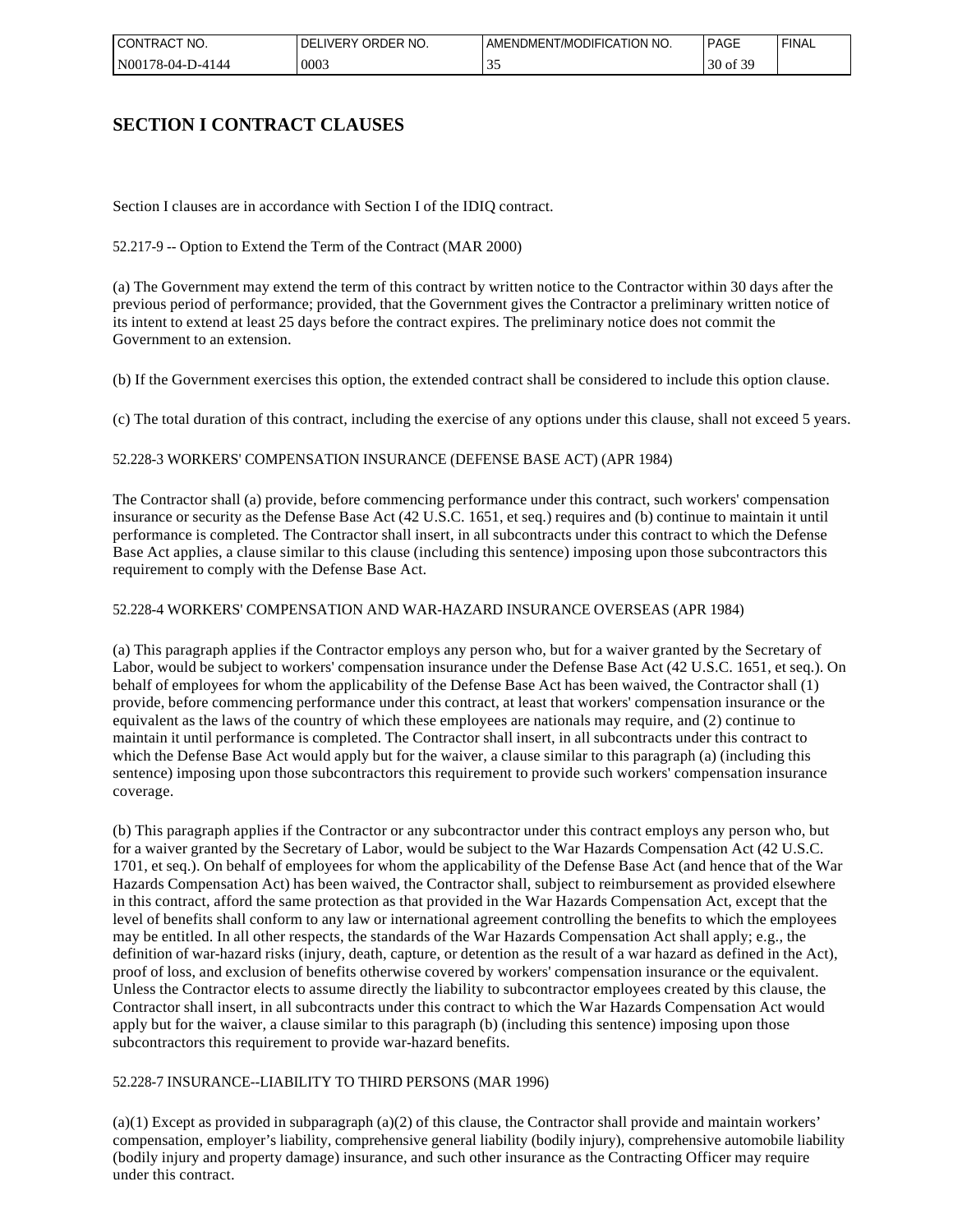## SECTION I CONTRACT CLAUSES

Section I clauses are in accordance with Section I of the IDIQ contract.

52.217-9 -- Option to Extend the Term of the Contract (MAR 2000)

(a) The Government may extend the term of this contract by written notice to the Contractor within 30 days after the previous period of performance; provided, that the Government gives the Contractor a preliminary written notice of its intent to extend at least 25 days before the contract expires. The preliminary notice does not commit the Government to an extension.

(b) If the Government exercises this option, the extended contract shall be considered to include this option clause.

(c) The total duration of this contract, including the exercise of any options under this clause, shall not exceed 5 years.

52.228-3 WORKERS' COMPENSATION INSURANCE (DEFENSE BASE ACT) (APR 1984)

The Contractor shall (a) provide, before commencing performance under this contract, such workers' compensation insurance or security as the Defense Base Act (42 U.S.C. 1651, et seq.) requires and (b) continue to maintain it until performance is completed. The Contractor shall insert, in all subcontracts under this contract to which the Defense Base Act applies, a clause similar to this clause (including this sentence) imposing upon those subcontractors this requirement to comply with the Defense Base Act.

52.228-4 WORKERS' COMPENSATION AND WAR-HAZARD INSURANCE OVERSEAS (APR 1984)

(a) This paragraph applies if the Contractor employs any person who, but for a waiver granted by the Secretary of Labor, would be subject to workers' compensation insurance under the Defense Base Act (42 U.S.C. 1651, et seq.). On behalf of employees for whom the applicability of the Defense Base Act has been waived, the Contractor shall (1) provide, before commencing performance under this contract, at least that workers' compensation insurance or the equivalent as the laws of the country of which these employees are nationals may require, and (2) continue to maintain it until performance is completed. The Contractor shall insert, in all subcontracts under this contract to which the Defense Base Act would apply but for the waiver, a clause similar to this paragraph (a) (including this sentence) imposing upon those subcontractors this requirement to provide such workers' compensation insurance coverage.

(b) This paragraph applies if the Contractor or any subcontractor under this contract employs any person who, but for a waiver granted by the Secretary of Labor, would be subject to the War Hazards Compensation Act (42 U.S.C. 1701, et seq.). On behalf of employees for whom the applicability of the Defense Base Act (and hence that of the War Hazards Compensation Act) has been waived, the Contractor shall, subject to reimbursement as provided elsewhere in this contract, afford the same protection as that provided in the War Hazards Compensation Act, except that the level of benefits shall conform to any law or international agreement controlling the benefits to which the employees may be entitled. In all other respects, the standards of the War Hazards Compensation Act shall apply; e.g., the definition of war-hazard risks (injury, death, capture, or detention as the result of a war hazard as defined in the Act), proof of loss, and exclusion of benefits otherwise covered by workers' compensation insurance or the equivalent. Unless the Contractor elects to assume directly the liability to subcontractor employees created by this clause, the Contractor shall insert, in all subcontracts under this contract to which the War Hazards Compensation Act would apply but for the waiver, a clause similar to this paragraph (b) (including this sentence) imposing upon those subcontractors this requirement to provide war-hazard benefits.

52.228-7 INSURANCE--LIABILITY TO THIRD PERSONS (MAR 1996)

(a)(1) Except as provided in subparagraph (a)(2) of this clause, the Contractor shall provide and maintain workers' compensation, employer's liability, comprehensive general liability (bodily injury), comprehensive automobile liability (bodily injury and property damage) insurance, and such other insurance as the Contracting Officer may require under this contract.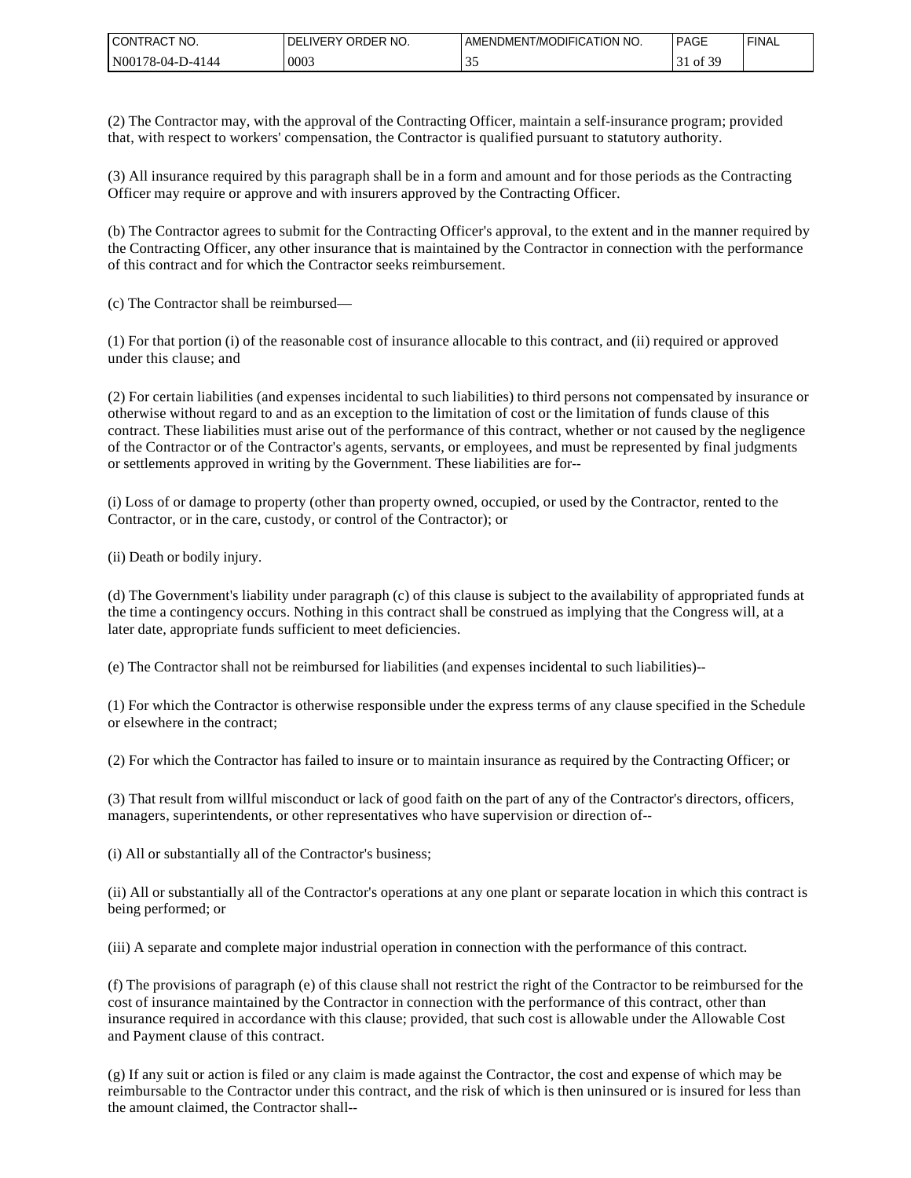(2) The Contractor may, with the approval of the Contracting Officer, maintain a self-insurance program; provided that, with respect to workers' compensation, the Contractor is qualified pursuant to statutory authority.

(3) All insurance required by this paragraph shall be in a form and amount and for those periods as the Contracting Officer may require or approve and with insurers approved by the Contracting Officer.

(b) The Contractor agrees to submit for the Contracting Officer's approval, to the extent and in the manner required by the Contracting Officer, any other insurance that is maintained by the Contractor in connection with the performance of this contract and for which the Contractor seeks reimbursement.

(c) The Contractor shall be reimbursed—

(1) For that portion (i) of the reasonable cost of insurance allocable to this contract, and (ii) required or approved under this clause; and

(2) For certain liabilities (and expenses incidental to such liabilities) to third persons not compensated by insurance or otherwise without regard to and as an exception to the limitation of cost or the limitation of funds clause of this contract. These liabilities must arise out of the performance of this contract, whether or not caused by the negligence of the Contractor or of the Contractor's agents, servants, or employees, and must be represented by final judgments or settlements approved in writing by the Government. These liabilities are for--

(i) Loss of or damage to property (other than property owned, occupied, or used by the Contractor, rented to the Contractor, or in the care, custody, or control of the Contractor); or

(ii) Death or bodily injury.

(d) The Government's liability under paragraph (c) of this clause is subject to the availability of appropriated funds at the time a contingency occurs. Nothing in this contract shall be construed as implying that the Congress will, at a later date, appropriate funds sufficient to meet deficiencies.

(e) The Contractor shall not be reimbursed for liabilities (and expenses incidental to such liabilities)--

(1) For which the Contractor is otherwise responsible under the express terms of any clause specified in the Schedule or elsewhere in the contract;

(2) For which the Contractor has failed to insure or to maintain insurance as required by the Contracting Officer; or

(3) That result from willful misconduct or lack of good faith on the part of any of the Contractor's directors, officers, managers, superintendents, or other representatives who have supervision or direction of--

(i) All or substantially all of the Contractor's business;

(ii) All or substantially all of the Contractor's operations at any one plant or separate location in which this contract is being performed; or

(iii) A separate and complete major industrial operation in connection with the performance of this contract.

(f) The provisions of paragraph (e) of this clause shall not restrict the right of the Contractor to be reimbursed for the cost of insurance maintained by the Contractor in connection with the performance of this contract, other than insurance required in accordance with this clause; provided, that such cost is allowable under the Allowable Cost and Payment clause of this contract.

(g) If any suit or action is filed or any claim is made against the Contractor, the cost and expense of which may be reimbursable to the Contractor under this contract, and the risk of which is then uninsured or is insured for less than the amount claimed, the Contractor shall--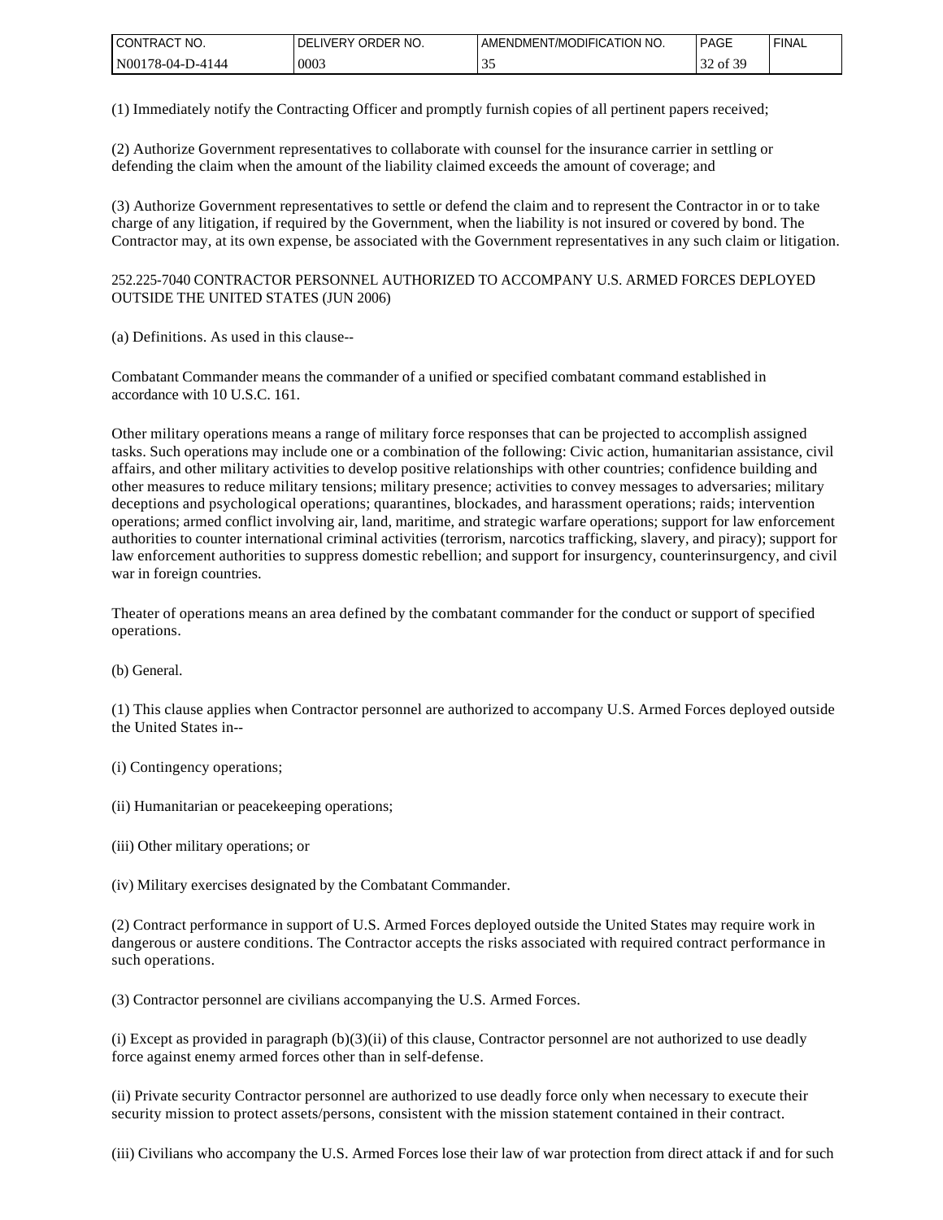(1) Immediately notify the Contracting Officer and promptly furnish copies of all pertinent papers received;

(2) Authorize Government representatives to collaborate with counsel for the insurance carrier in settling or defending the claim when the amount of the liability claimed exceeds the amount of coverage; and

(3) Authorize Government representatives to settle or defend the claim and to represent the Contractor in or to take charge of any litigation, if required by the Government, when the liability is not insured or covered by bond. The Contractor may, at its own expense, be associated with the Government representatives in any such claim or litigation.

252.225-7040 CONTRACTOR PERSONNEL AUTHORIZED TO ACCOMPANY U.S. ARMED FORCES DEPLOYED OUTSIDE THE UNITED STATES (JUN 2006)

(a) Definitions. As used in this clause--

Combatant Commander means the commander of a unified or specified combatant command established in accordance with 10 U.S.C. 161.

Other military operations means a range of military force responses that can be projected to accomplish assigned tasks. Such operations may include one or a combination of the following: Civic action, humanitarian assistance, civil affairs, and other military activities to develop positive relationships with other countries; confidence building and other measures to reduce military tensions; military presence; activities to convey messages to adversaries; military deceptions and psychological operations; quarantines, blockades, and harassment operations; raids; intervention operations; armed conflict involving air, land, maritime, and strategic warfare operations; support for law enforcement authorities to counter international criminal activities (terrorism, narcotics trafficking, slavery, and piracy); support for law enforcement authorities to suppress domestic rebellion; and support for insurgency, counterinsurgency, and civil war in foreign countries.

Theater of operations means an area defined by the combatant commander for the conduct or support of specified operations.

(b) General.

(1) This clause applies when Contractor personnel are authorized to accompany U.S. Armed Forces deployed outside the United States in--

(i) Contingency operations;

(ii) Humanitarian or peacekeeping operations;

(iii) Other military operations; or

(iv) Military exercises designated by the Combatant Commander.

(2) Contract performance in support of U.S. Armed Forces deployed outside the United States may require work in dangerous or austere conditions. The Contractor accepts the risks associated with required contract performance in such operations.

(3) Contractor personnel are civilians accompanying the U.S. Armed Forces.

(i) Except as provided in paragraph (b)(3)(ii) of this clause, Contractor personnel are not authorized to use deadly force against enemy armed forces other than in self-defense.

(ii) Private security Contractor personnel are authorized to use deadly force only when necessary to execute their security mission to protect assets/persons, consistent with the mission statement contained in their contract.

(iii) Civilians who accompany the U.S. Armed Forces lose their law of war protection from direct attack if and for such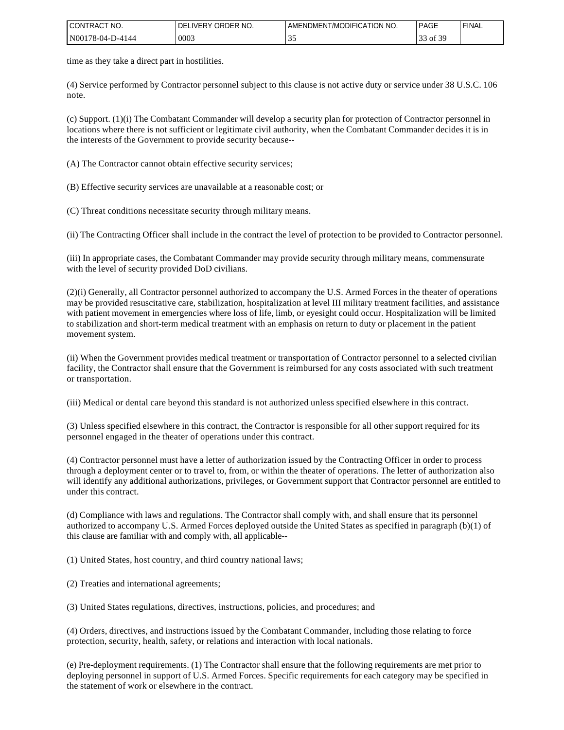time as they take a direct part in hostilities.

(4) Service performed by Contractor personnel subject to this clause is not active duty or service under 38 U.S.C. 106 note.

(c) Support. (1)(i) The Combatant Commander will develop a security plan for protection of Contractor personnel in locations where there is not sufficient or legitimate civil authority, when the Combatant Commander decides it is in the interests of the Government to provide security because--

(A) The Contractor cannot obtain effective security services;

(B) Effective security services are unavailable at a reasonable cost; or

(C) Threat conditions necessitate security through military means.

(ii) The Contracting Officer shall include in the contract the level of protection to be provided to Contractor personnel.

(iii) In appropriate cases, the Combatant Commander may provide security through military means, commensurate with the level of security provided DoD civilians.

(2)(i) Generally, all Contractor personnel authorized to accompany the U.S. Armed Forces in the theater of operations may be provided resuscitative care, stabilization, hospitalization at level III military treatment facilities, and assistance with patient movement in emergencies where loss of life, limb, or eyesight could occur. Hospitalization will be limited to stabilization and short-term medical treatment with an emphasis on return to duty or placement in the patient movement system.

(ii) When the Government provides medical treatment or transportation of Contractor personnel to a selected civilian facility, the Contractor shall ensure that the Government is reimbursed for any costs associated with such treatment or transportation.

(iii) Medical or dental care beyond this standard is not authorized unless specified elsewhere in this contract.

(3) Unless specified elsewhere in this contract, the Contractor is responsible for all other support required for its personnel engaged in the theater of operations under this contract.

(4) Contractor personnel must have a letter of authorization issued by the Contracting Officer in order to process through a deployment center or to travel to, from, or within the theater of operations. The letter of authorization also will identify any additional authorizations, privileges, or Government support that Contractor personnel are entitled to under this contract.

(d) Compliance with laws and regulations. The Contractor shall comply with, and shall ensure that its personnel authorized to accompany U.S. Armed Forces deployed outside the United States as specified in paragraph (b)(1) of this clause are familiar with and comply with, all applicable--

(1) United States, host country, and third country national laws;

(2) Treaties and international agreements;

(3) United States regulations, directives, instructions, policies, and procedures; and

(4) Orders, directives, and instructions issued by the Combatant Commander, including those relating to force protection, security, health, safety, or relations and interaction with local nationals.

(e) Pre-deployment requirements. (1) The Contractor shall ensure that the following requirements are met prior to deploying personnel in support of U.S. Armed Forces. Specific requirements for each category may be specified in the statement of work or elsewhere in the contract.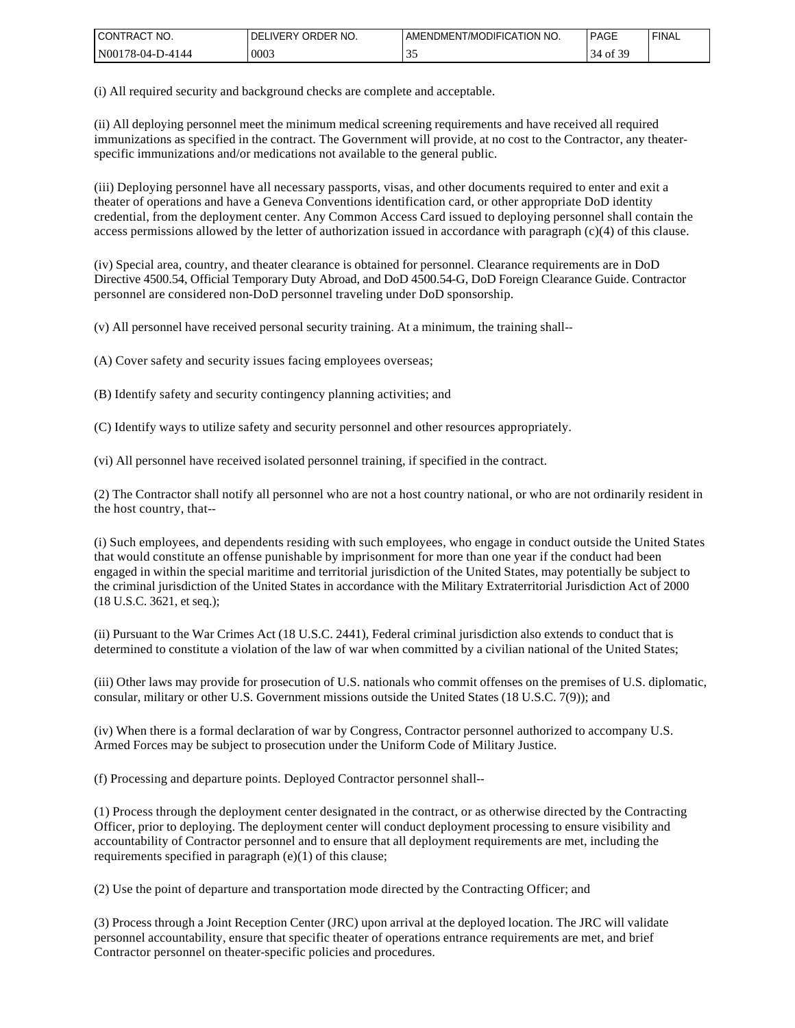(i) All required security and background checks are complete and acceptable.

(ii) All deploying personnel meet the minimum medical screening requirements and have received all required immunizations as specified in the contract. The Government will provide, at no cost to the Contractor, any theater-specific immunizations and/or medications not available to the general public.

(iii) Deploying personnel have all necessary passports, visas, and other documents required to enter and exit a theater of operations and have a Geneva Conventions identification card, or other appropriate DoD identity credential, from the deployment center. Any Common Access Card issued to deploying personnel shall contain the access permissions allowed by the letter of authorization issued in accordance with paragraph (c)(4) of this clause.

(iv) Special area, country, and theater clearance is obtained for personnel. Clearance requirements are in DoD Directive 4500.54, Official Temporary Duty Abroad, and DoD 4500.54-G, DoD Foreign Clearance Guide. Contractor personnel are considered non-DoD personnel traveling under DoD sponsorship.

(v) All personnel have received personal security training. At a minimum, the training shall--

(A) Cover safety and security issues facing employees overseas;

(B) Identify safety and security contingency planning activities; and

(C) Identify ways to utilize safety and security personnel and other resources appropriately.

(vi) All personnel have received isolated personnel training, if specified in the contract.

(2) The Contractor shall notify all personnel who are not a host country national, or who are not ordinarily resident in the host country, that--

(i) Such employees, and dependents residing with such employees, who engage in conduct outside the United States that would constitute an offense punishable by imprisonment for more than one year if the conduct had been engaged in within the special maritime and territorial jurisdiction of the United States, may potentially be subject to the criminal jurisdiction of the United States in accordance with the Military Extraterritorial Jurisdiction Act of 2000 (18 U.S.C. 3621, et seq.);

(ii) Pursuant to the War Crimes Act (18 U.S.C. 2441), Federal criminal jurisdiction also extends to conduct that is determined to constitute a violation of the law of war when committed by a civilian national of the United States;

(iii) Other laws may provide for prosecution of U.S. nationals who commit offenses on the premises of U.S. diplomatic, consular, military or other U.S. Government missions outside the United States (18 U.S.C. 7(9)); and

(iv) When there is a formal declaration of war by Congress, Contractor personnel authorized to accompany U.S. Armed Forces may be subject to prosecution under the Uniform Code of Military Justice.

(f) Processing and departure points. Deployed Contractor personnel shall--

(1) Process through the deployment center designated in the contract, or as otherwise directed by the Contracting Officer, prior to deploying. The deployment center will conduct deployment processing to ensure visibility and accountability of Contractor personnel and to ensure that all deployment requirements are met, including the requirements specified in paragraph (e)(1) of this clause;

(2) Use the point of departure and transportation mode directed by the Contracting Officer; and

(3) Process through a Joint Reception Center (JRC) upon arrival at the deployed location. The JRC will validate personnel accountability, ensure that specific theater of operations entrance requirements are met, and brief Contractor personnel on theater-specific policies and procedures.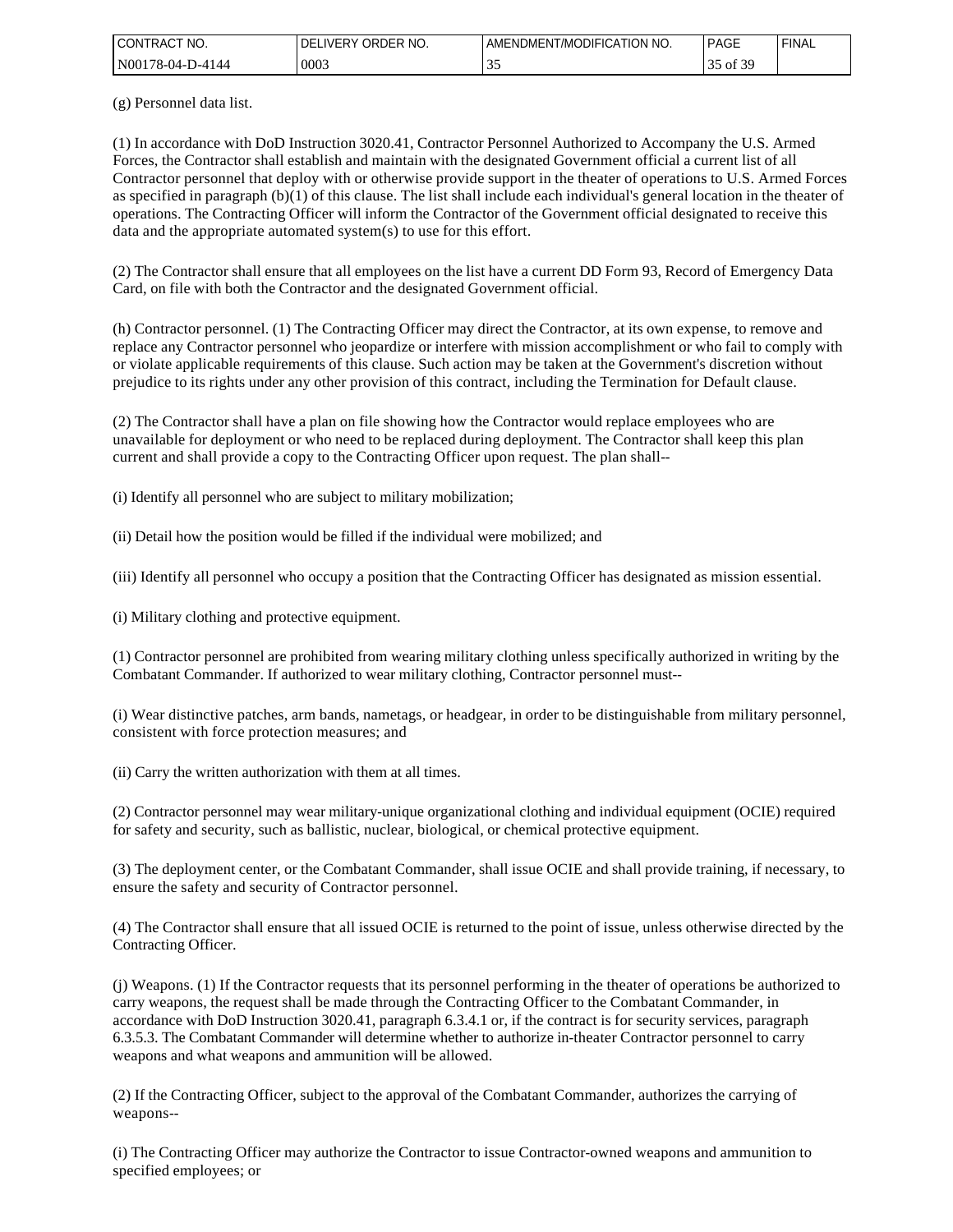(g) Personnel data list.

(1) In accordance with DoD Instruction 3020.41, Contractor Personnel Authorized to Accompany the U.S. Armed Forces, the Contractor shall establish and maintain with the designated Government official a current list of all Contractor personnel that deploy with or otherwise provide support in the theater of operations to U.S. Armed Forces as specified in paragraph (b)(1) of this clause. The list shall include each individual's general location in the theater of operations. The Contracting Officer will inform the Contractor of the Government official designated to receive this data and the appropriate automated system(s) to use for this effort.

(2) The Contractor shall ensure that all employees on the list have a current DD Form 93, Record of Emergency Data Card, on file with both the Contractor and the designated Government official.

(h) Contractor personnel. (1) The Contracting Officer may direct the Contractor, at its own expense, to remove and replace any Contractor personnel who jeopardize or interfere with mission accomplishment or who fail to comply with or violate applicable requirements of this clause. Such action may be taken at the Government's discretion without prejudice to its rights under any other provision of this contract, including the Termination for Default clause.

(2) The Contractor shall have a plan on file showing how the Contractor would replace employees who are unavailable for deployment or who need to be replaced during deployment. The Contractor shall keep this plan current and shall provide a copy to the Contracting Officer upon request. The plan shall--

(i) Identify all personnel who are subject to military mobilization;

(ii) Detail how the position would be filled if the individual were mobilized; and

(iii) Identify all personnel who occupy a position that the Contracting Officer has designated as mission essential.

(i) Military clothing and protective equipment.

(1) Contractor personnel are prohibited from wearing military clothing unless specifically authorized in writing by the Combatant Commander. If authorized to wear military clothing, Contractor personnel must--

(i) Wear distinctive patches, arm bands, nametags, or headgear, in order to be distinguishable from military personnel, consistent with force protection measures; and

(ii) Carry the written authorization with them at all times.

(2) Contractor personnel may wear military-unique organizational clothing and individual equipment (OCIE) required for safety and security, such as ballistic, nuclear, biological, or chemical protective equipment.

(3) The deployment center, or the Combatant Commander, shall issue OCIE and shall provide training, if necessary, to ensure the safety and security of Contractor personnel.

(4) The Contractor shall ensure that all issued OCIE is returned to the point of issue, unless otherwise directed by the Contracting Officer.

(j) Weapons. (1) If the Contractor requests that its personnel performing in the theater of operations be authorized to carry weapons, the request shall be made through the Contracting Officer to the Combatant Commander, in accordance with DoD Instruction 3020.41, paragraph 6.3.4.1 or, if the contract is for security services, paragraph 6.3.5.3. The Combatant Commander will determine whether to authorize in-theater Contractor personnel to carry weapons and what weapons and ammunition will be allowed.

(2) If the Contracting Officer, subject to the approval of the Combatant Commander, authorizes the carrying of weapons--

(i) The Contracting Officer may authorize the Contractor to issue Contractor-owned weapons and ammunition to specified employees; or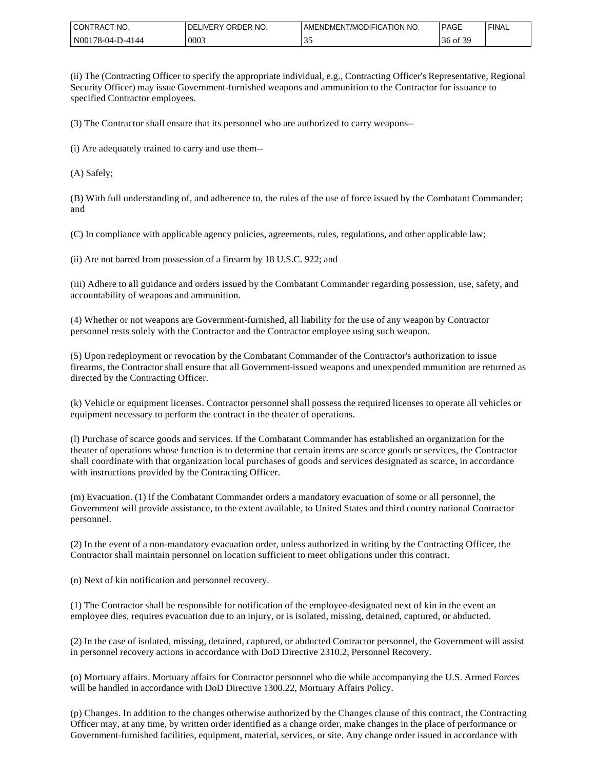(ii) The (Contracting Officer to specify the appropriate individual, e.g., Contracting Officer's Representative, Regional Security Officer) may issue Government-furnished weapons and ammunition to the Contractor for issuance to specified Contractor employees.

(3) The Contractor shall ensure that its personnel who are authorized to carry weapons--

(i) Are adequately trained to carry and use them--

(A) Safely;

(B) With full understanding of, and adherence to, the rules of the use of force issued by the Combatant Commander; and

(C) In compliance with applicable agency policies, agreements, rules, regulations, and other applicable law;

(ii) Are not barred from possession of a firearm by 18 U.S.C. 922; and

(iii) Adhere to all guidance and orders issued by the Combatant Commander regarding possession, use, safety, and accountability of weapons and ammunition.

(4) Whether or not weapons are Government-furnished, all liability for the use of any weapon by Contractor personnel rests solely with the Contractor and the Contractor employee using such weapon.

(5) Upon redeployment or revocation by the Combatant Commander of the Contractor's authorization to issue firearms, the Contractor shall ensure that all Government-issued weapons and unexpended mmunition are returned as directed by the Contracting Officer.

(k) Vehicle or equipment licenses. Contractor personnel shall possess the required licenses to operate all vehicles or equipment necessary to perform the contract in the theater of operations.

(l) Purchase of scarce goods and services. If the Combatant Commander has established an organization for the theater of operations whose function is to determine that certain items are scarce goods or services, the Contractor shall coordinate with that organization local purchases of goods and services designated as scarce, in accordance with instructions provided by the Contracting Officer.

(m) Evacuation. (1) If the Combatant Commander orders a mandatory evacuation of some or all personnel, the Government will provide assistance, to the extent available, to United States and third country national Contractor personnel.

(2) In the event of a non-mandatory evacuation order, unless authorized in writing by the Contracting Officer, the Contractor shall maintain personnel on location sufficient to meet obligations under this contract.

(n) Next of kin notification and personnel recovery.

(1) The Contractor shall be responsible for notification of the employee-designated next of kin in the event an employee dies, requires evacuation due to an injury, or is isolated, missing, detained, captured, or abducted.

(2) In the case of isolated, missing, detained, captured, or abducted Contractor personnel, the Government will assist in personnel recovery actions in accordance with DoD Directive 2310.2, Personnel Recovery.

(o) Mortuary affairs. Mortuary affairs for Contractor personnel who die while accompanying the U.S. Armed Forces will be handled in accordance with DoD Directive 1300.22, Mortuary Affairs Policy.

(p) Changes. In addition to the changes otherwise authorized by the Changes clause of this contract, the Contracting Officer may, at any time, by written order identified as a change order, make changes in the place of performance or Government-furnished facilities, equipment, material, services, or site. Any change order issued in accordance with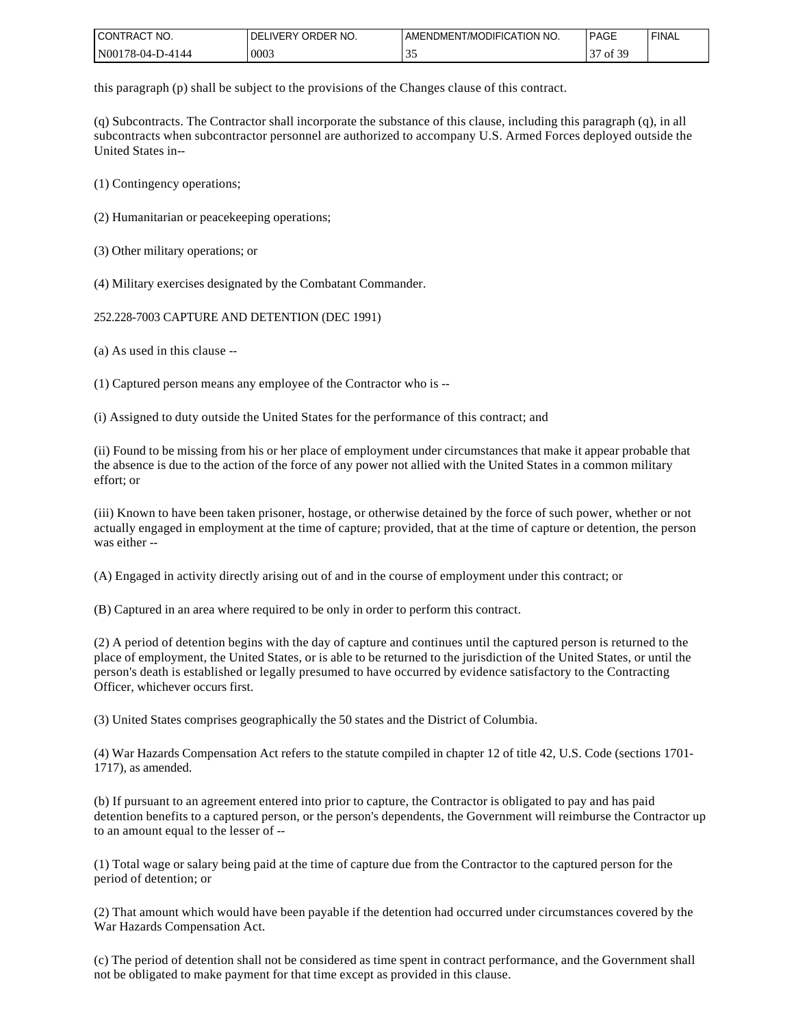this paragraph (p) shall be subject to the provisions of the Changes clause of this contract.

(q) Subcontracts. The Contractor shall incorporate the substance of this clause, including this paragraph (q), in all subcontracts when subcontractor personnel are authorized to accompany U.S. Armed Forces deployed outside the United States in--

(1) Contingency operations;

(2) Humanitarian or peacekeeping operations;

(3) Other military operations; or

(4) Military exercises designated by the Combatant Commander.

252.228-7003 CAPTURE AND DETENTION (DEC 1991)

(a) As used in this clause --

(1) Captured person means any employee of the Contractor who is --

(i) Assigned to duty outside the United States for the performance of this contract; and

(ii) Found to be missing from his or her place of employment under circumstances that make it appear probable that the absence is due to the action of the force of any power not allied with the United States in a common military effort; or

(iii) Known to have been taken prisoner, hostage, or otherwise detained by the force of such power, whether or not actually engaged in employment at the time of capture; provided, that at the time of capture or detention, the person was either --

(A) Engaged in activity directly arising out of and in the course of employment under this contract; or

(B) Captured in an area where required to be only in order to perform this contract.

(2) A period of detention begins with the day of capture and continues until the captured person is returned to the place of employment, the United States, or is able to be returned to the jurisdiction of the United States, or until the person's death is established or legally presumed to have occurred by evidence satisfactory to the Contracting Officer, whichever occurs first.

(3) United States comprises geographically the 50 states and the District of Columbia.

(4) War Hazards Compensation Act refers to the statute compiled in chapter 12 of title 42, U.S. Code (sections 1701-1717), as amended.

(b) If pursuant to an agreement entered into prior to capture, the Contractor is obligated to pay and has paid detention benefits to a captured person, or the person's dependents, the Government will reimburse the Contractor up to an amount equal to the lesser of --

(1) Total wage or salary being paid at the time of capture due from the Contractor to the captured person for the period of detention; or

(2) That amount which would have been payable if the detention had occurred under circumstances covered by the War Hazards Compensation Act.

(c) The period of detention shall not be considered as time spent in contract performance, and the Government shall not be obligated to make payment for that time except as provided in this clause.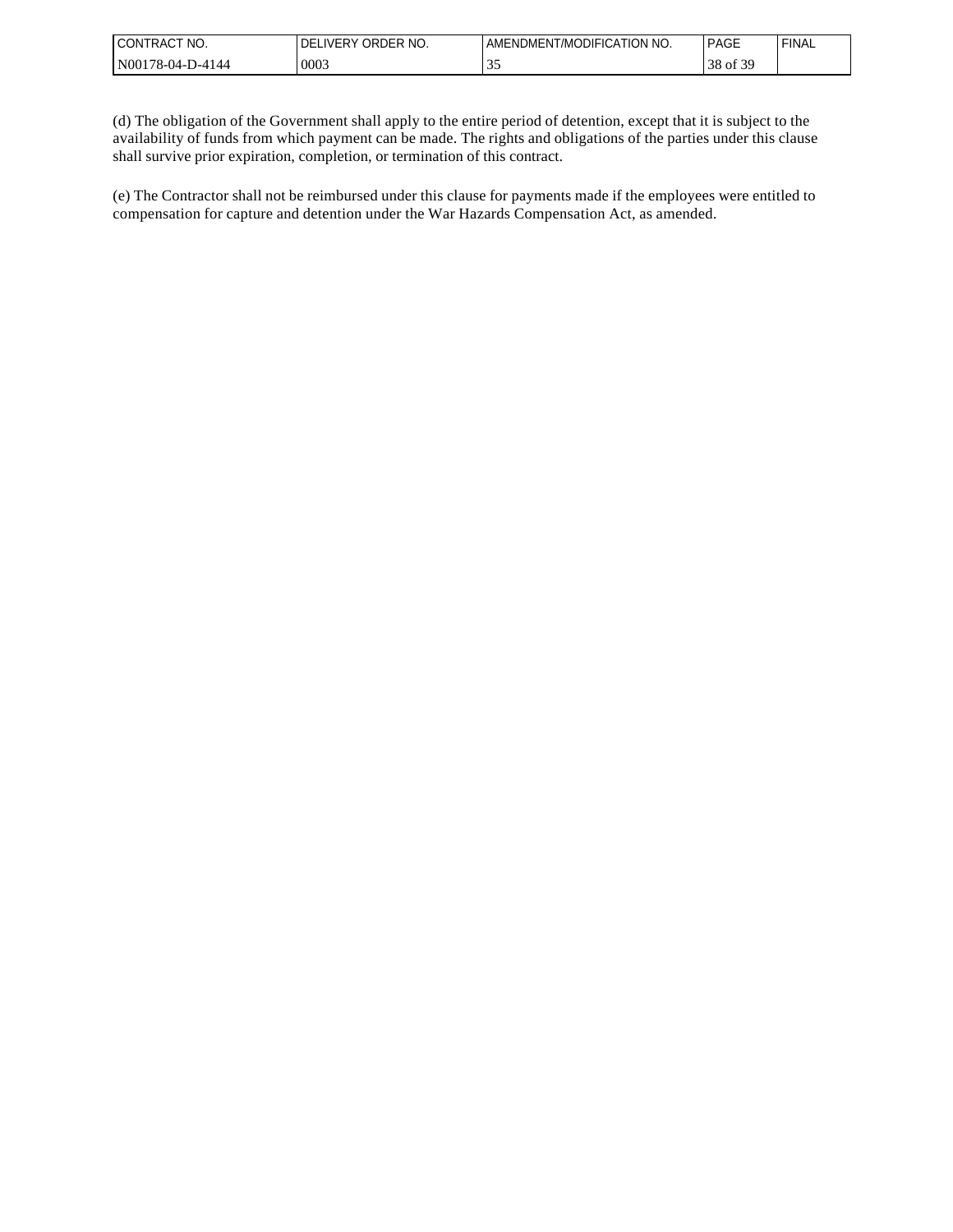(d) The obligation of the Government shall apply to the entire period of detention, except that it is subject to the availability of funds from which payment can be made. The rights and obligations of the parties under this clause shall survive prior expiration, completion, or termination of this contract.

(e) The Contractor shall not be reimbursed under this clause for payments made if the employees were entitled to compensation for capture and detention under the War Hazards Compensation Act, as amended.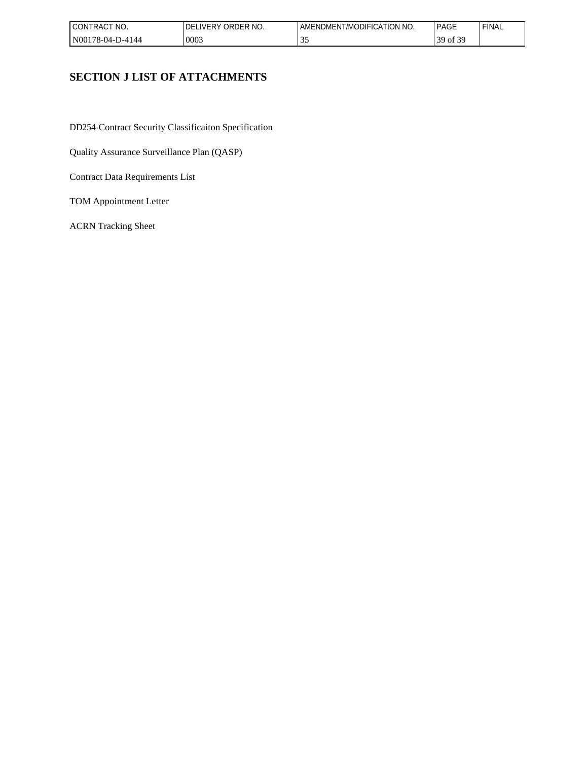# SECTION J LIST OF ATTACHMENTS

DD254-Contract Security Classificaiton Specification

Quality Assurance Surveillance Plan (QASP)

Contract Data Requirements List

TOM Appointment Letter

ACRN Tracking Sheet